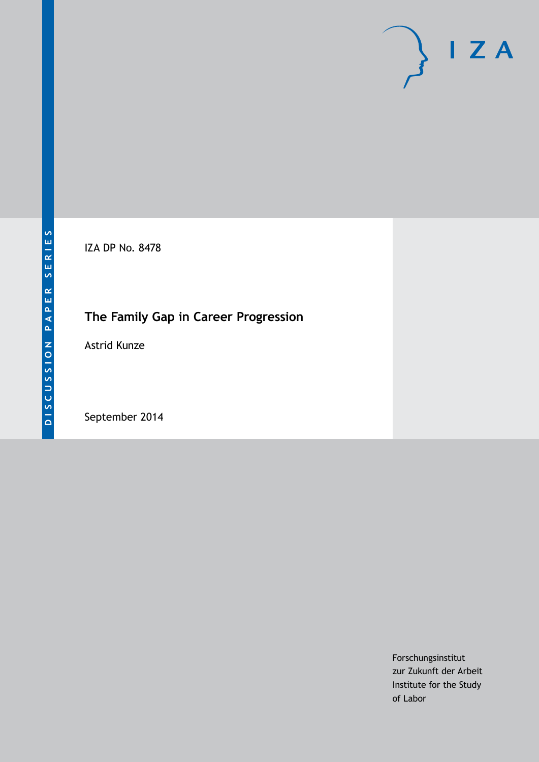DISCUSSION PAPER SERIES

IZA DP No. 8478

# The Family Gap in Career Progression

Astrid Kunze

September 2014

Forschungsinstitut
zur Zukunft der Arbeit
Institute for the Study
of Labor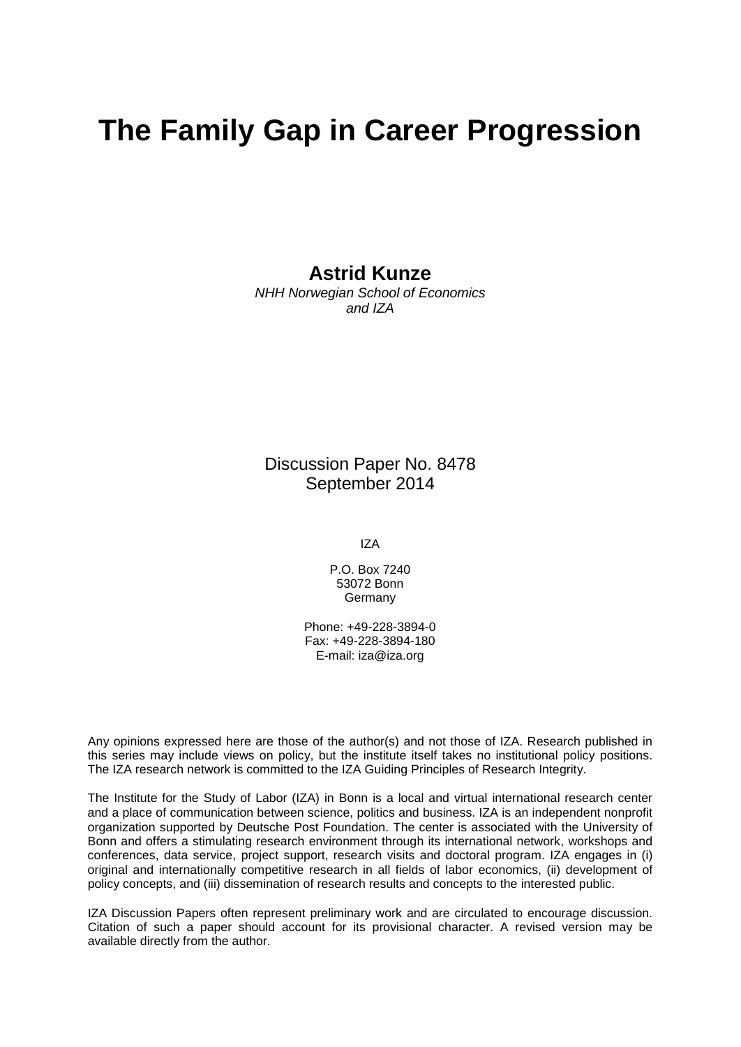# The Family Gap in Career Progression

**Astrid Kunze**
*NHH Norwegian School of Economics and IZA*

Discussion Paper No. 8478
September 2014

IZA

P.O. Box 7240
53072 Bonn
Germany

Phone: +49-228-3894-0
Fax: +49-228-3894-180
E-mail: iza@iza.org

Any opinions expressed here are those of the author(s) and not those of IZA. Research published in this series may include views on policy, but the institute itself takes no institutional policy positions. The IZA research network is committed to the IZA Guiding Principles of Research Integrity.

The Institute for the Study of Labor (IZA) in Bonn is a local and virtual international research center and a place of communication between science, politics and business. IZA is an independent nonprofit organization supported by Deutsche Post Foundation. The center is associated with the University of Bonn and offers a stimulating research environment through its international network, workshops and conferences, data service, project support, research visits and doctoral program. IZA engages in (i) original and internationally competitive research in all fields of labor economics, (ii) development of policy concepts, and (iii) dissemination of research results and concepts to the interested public.

IZA Discussion Papers often represent preliminary work and are circulated to encourage discussion. Citation of such a paper should account for its provisional character. A revised version may be available directly from the author.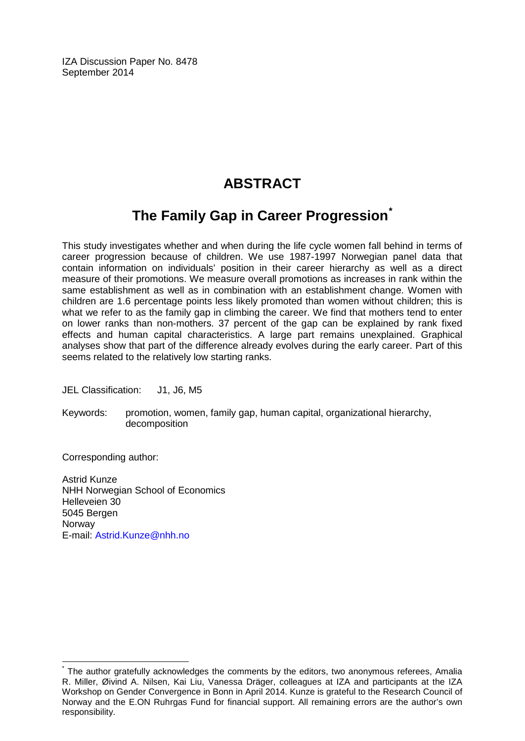IZA Discussion Paper No. 8478
September 2014

# ABSTRACT

## The Family Gap in Career Progression[*]

This study investigates whether and when during the life cycle women fall behind in terms of career progression because of children. We use 1987-1997 Norwegian panel data that contain information on individuals' position in their career hierarchy as well as a direct measure of their promotions. We measure overall promotions as increases in rank within the same establishment as well as in combination with an establishment change. Women with children are 1.6 percentage points less likely promoted than women without children; this is what we refer to as the family gap in climbing the career. We find that mothers tend to enter on lower ranks than non-mothers. 37 percent of the gap can be explained by rank fixed effects and human capital characteristics. A large part remains unexplained. Graphical analyses show that part of the difference already evolves during the early career. Part of this seems related to the relatively low starting ranks.

JEL Classification: J1, J6, M5

Keywords: promotion, women, family gap, human capital, organizational hierarchy, decomposition

Corresponding author:

Astrid Kunze
NHH Norwegian School of Economics
Helleveien 30
5045 Bergen
Norway
E-mail: Astrid.Kunze@nhh.no

---

[*] The author gratefully acknowledges the comments by the editors, two anonymous referees, Amalia R. Miller, Øivind A. Nilsen, Kai Liu, Vanessa Dräger, colleagues at IZA and participants at the IZA Workshop on Gender Convergence in Bonn in April 2014. Kunze is grateful to the Research Council of Norway and the E.ON Ruhrgas Fund for financial support. All remaining errors are the author's own responsibility.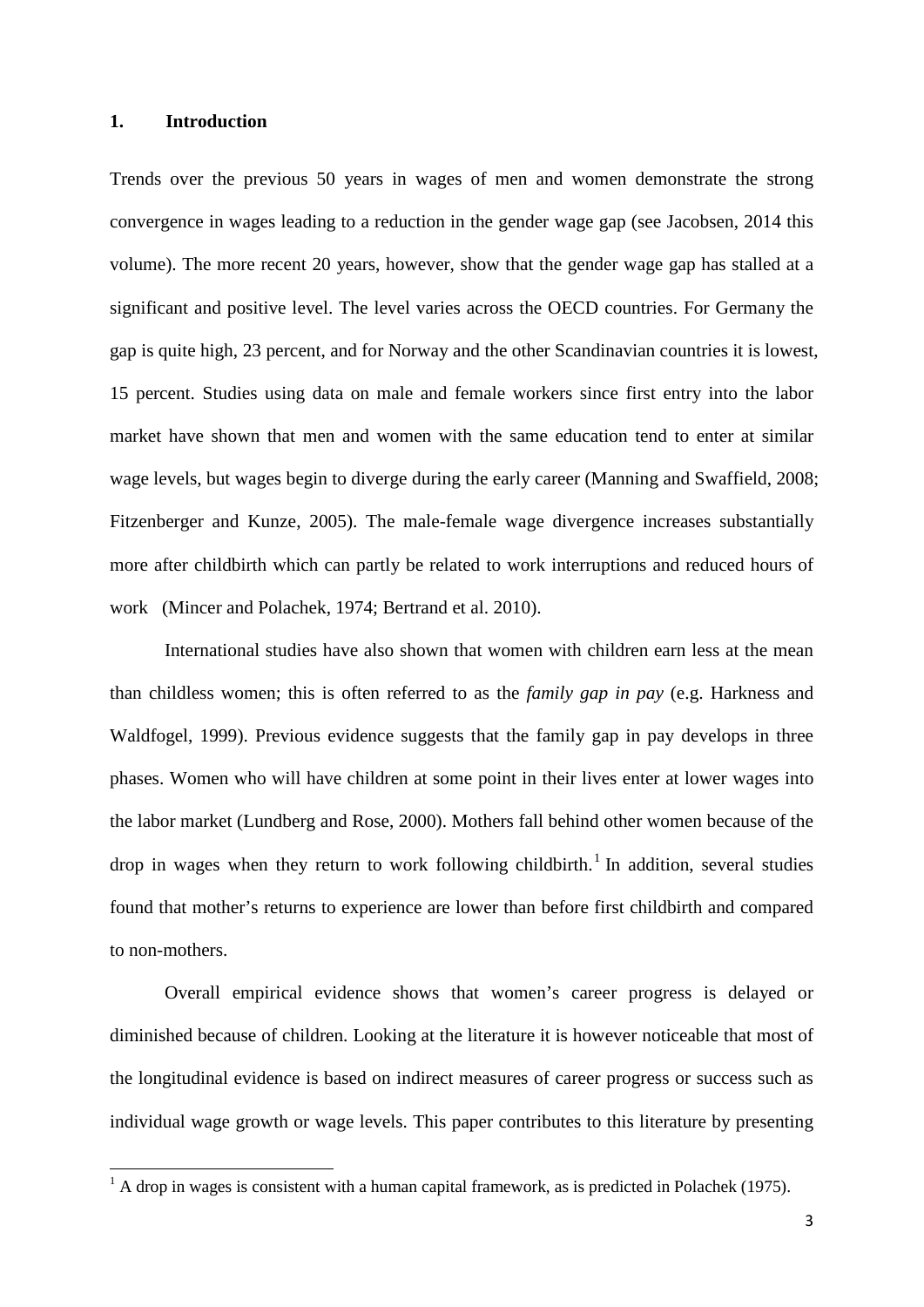## 1. Introduction

Trends over the previous 50 years in wages of men and women demonstrate the strong convergence in wages leading to a reduction in the gender wage gap (see Jacobsen, 2014 this volume). The more recent 20 years, however, show that the gender wage gap has stalled at a significant and positive level. The level varies across the OECD countries. For Germany the gap is quite high, 23 percent, and for Norway and the other Scandinavian countries it is lowest, 15 percent. Studies using data on male and female workers since first entry into the labor market have shown that men and women with the same education tend to enter at similar wage levels, but wages begin to diverge during the early career (Manning and Swaffield, 2008; Fitzenberger and Kunze, 2005). The male-female wage divergence increases substantially more after childbirth which can partly be related to work interruptions and reduced hours of work (Mincer and Polachek, 1974; Bertrand et al. 2010).

International studies have also shown that women with children earn less at the mean than childless women; this is often referred to as the *family gap in pay* (e.g. Harkness and Waldfogel, 1999). Previous evidence suggests that the family gap in pay develops in three phases. Women who will have children at some point in their lives enter at lower wages into the labor market (Lundberg and Rose, 2000). Mothers fall behind other women because of the drop in wages when they return to work following childbirth.[1] In addition, several studies found that mother's returns to experience are lower than before first childbirth and compared to non-mothers.

Overall empirical evidence shows that women's career progress is delayed or diminished because of children. Looking at the literature it is however noticeable that most of the longitudinal evidence is based on indirect measures of career progress or success such as individual wage growth or wage levels. This paper contributes to this literature by presenting

[1] A drop in wages is consistent with a human capital framework, as is predicted in Polachek (1975).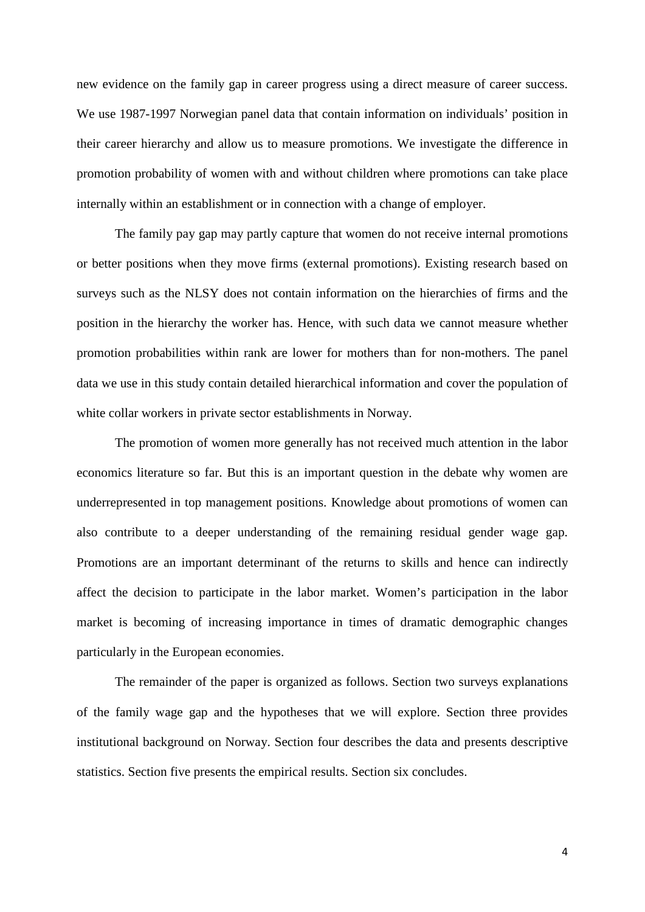new evidence on the family gap in career progress using a direct measure of career success. We use 1987-1997 Norwegian panel data that contain information on individuals' position in their career hierarchy and allow us to measure promotions. We investigate the difference in promotion probability of women with and without children where promotions can take place internally within an establishment or in connection with a change of employer.

The family pay gap may partly capture that women do not receive internal promotions or better positions when they move firms (external promotions). Existing research based on surveys such as the NLSY does not contain information on the hierarchies of firms and the position in the hierarchy the worker has. Hence, with such data we cannot measure whether promotion probabilities within rank are lower for mothers than for non-mothers. The panel data we use in this study contain detailed hierarchical information and cover the population of white collar workers in private sector establishments in Norway.

The promotion of women more generally has not received much attention in the labor economics literature so far. But this is an important question in the debate why women are underrepresented in top management positions. Knowledge about promotions of women can also contribute to a deeper understanding of the remaining residual gender wage gap. Promotions are an important determinant of the returns to skills and hence can indirectly affect the decision to participate in the labor market. Women's participation in the labor market is becoming of increasing importance in times of dramatic demographic changes particularly in the European economies.

The remainder of the paper is organized as follows. Section two surveys explanations of the family wage gap and the hypotheses that we will explore. Section three provides institutional background on Norway. Section four describes the data and presents descriptive statistics. Section five presents the empirical results. Section six concludes.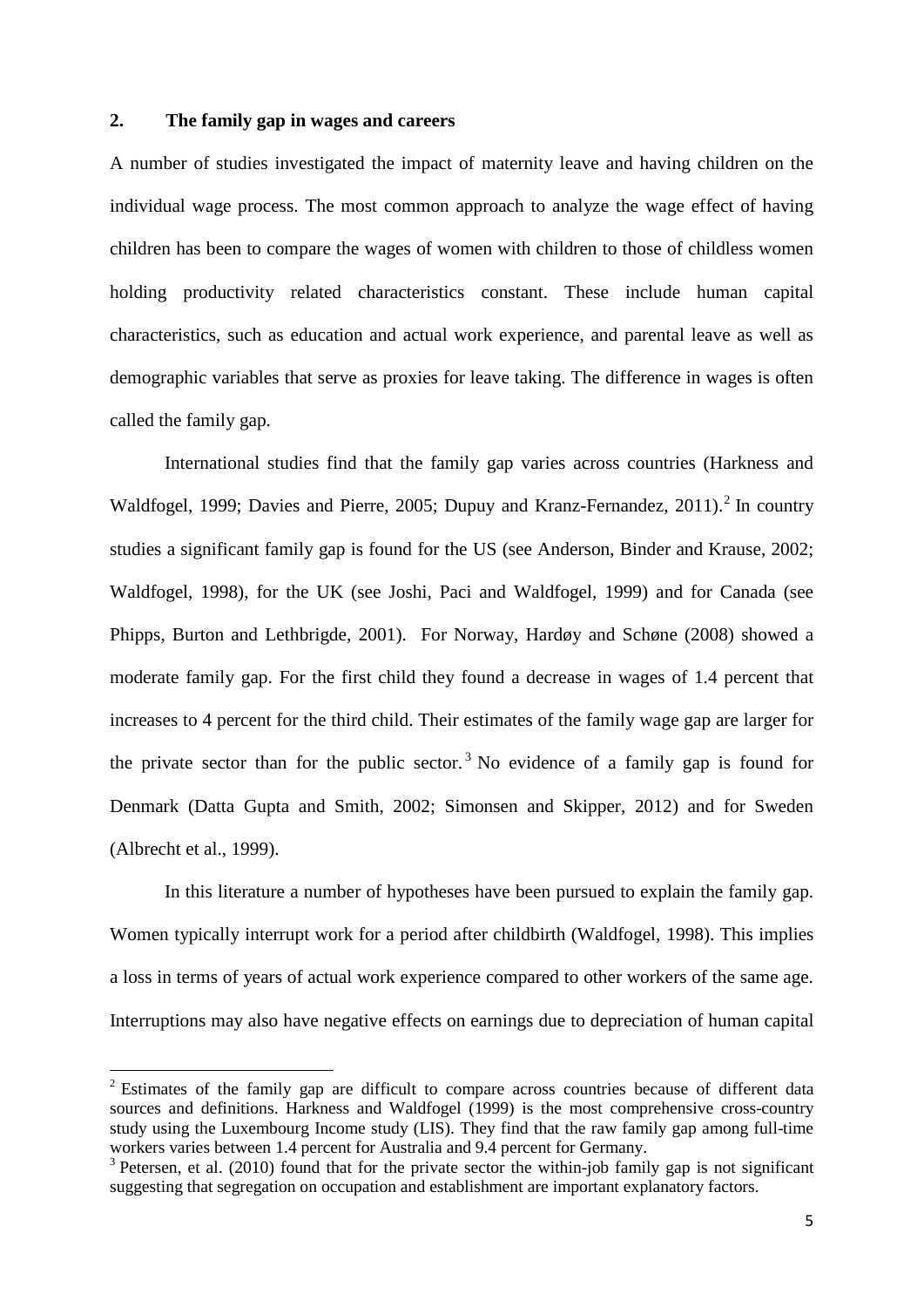## 2. The family gap in wages and careers

A number of studies investigated the impact of maternity leave and having children on the individual wage process. The most common approach to analyze the wage effect of having children has been to compare the wages of women with children to those of childless women holding productivity related characteristics constant. These include human capital characteristics, such as education and actual work experience, and parental leave as well as demographic variables that serve as proxies for leave taking. The difference in wages is often called the family gap.

International studies find that the family gap varies across countries (Harkness and Waldfogel, 1999; Davies and Pierre, 2005; Dupuy and Kranz-Fernandez, 2011).[2] In country studies a significant family gap is found for the US (see Anderson, Binder and Krause, 2002; Waldfogel, 1998), for the UK (see Joshi, Paci and Waldfogel, 1999) and for Canada (see Phipps, Burton and Lethbrigde, 2001). For Norway, Hardøy and Schøne (2008) showed a moderate family gap. For the first child they found a decrease in wages of 1.4 percent that increases to 4 percent for the third child. Their estimates of the family wage gap are larger for the private sector than for the public sector.[3] No evidence of a family gap is found for Denmark (Datta Gupta and Smith, 2002; Simonsen and Skipper, 2012) and for Sweden (Albrecht et al., 1999).

In this literature a number of hypotheses have been pursued to explain the family gap. Women typically interrupt work for a period after childbirth (Waldfogel, 1998). This implies a loss in terms of years of actual work experience compared to other workers of the same age. Interruptions may also have negative effects on earnings due to depreciation of human capital

[2] Estimates of the family gap are difficult to compare across countries because of different data sources and definitions. Harkness and Waldfogel (1999) is the most comprehensive cross-country study using the Luxembourg Income study (LIS). They find that the raw family gap among full-time workers varies between 1.4 percent for Australia and 9.4 percent for Germany.

[3] Petersen, et al. (2010) found that for the private sector the within-job family gap is not significant suggesting that segregation on occupation and establishment are important explanatory factors.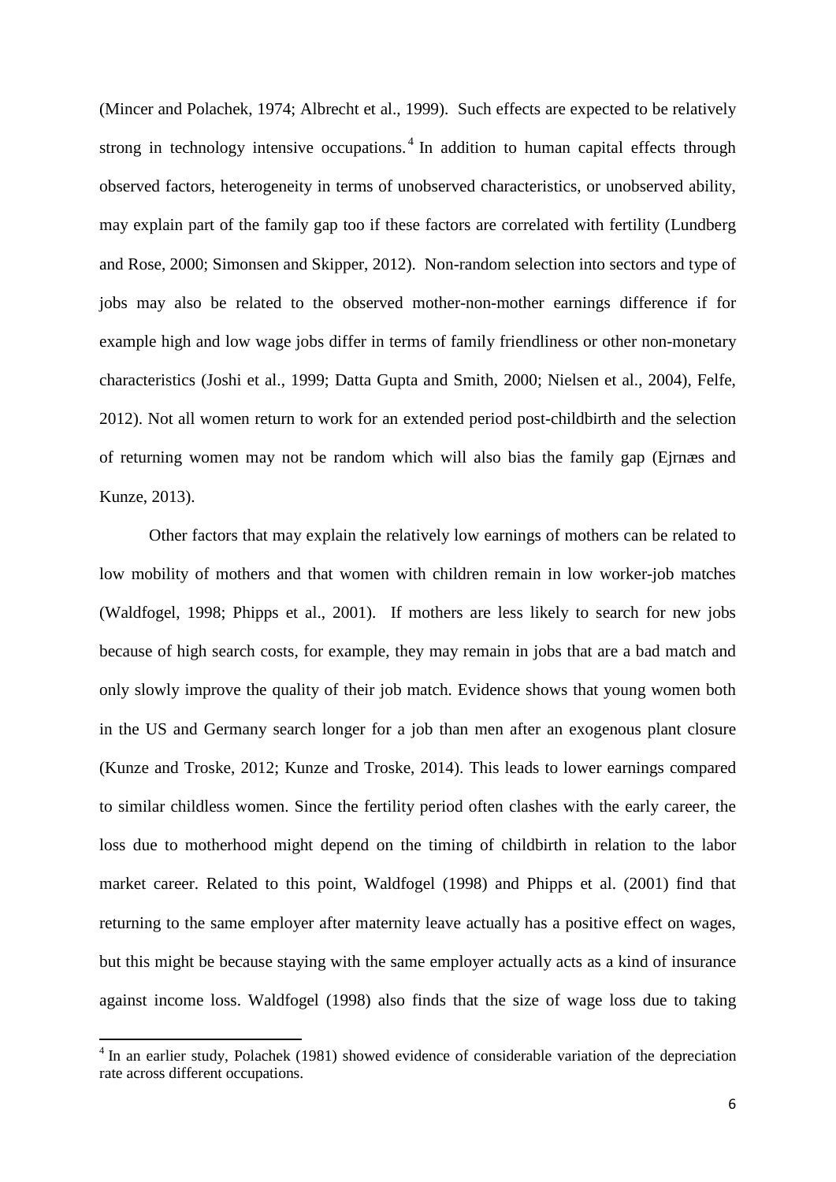(Mincer and Polachek, 1974; Albrecht et al., 1999). Such effects are expected to be relatively strong in technology intensive occupations.[4] In addition to human capital effects through observed factors, heterogeneity in terms of unobserved characteristics, or unobserved ability, may explain part of the family gap too if these factors are correlated with fertility (Lundberg and Rose, 2000; Simonsen and Skipper, 2012). Non-random selection into sectors and type of jobs may also be related to the observed mother-non-mother earnings difference if for example high and low wage jobs differ in terms of family friendliness or other non-monetary characteristics (Joshi et al., 1999; Datta Gupta and Smith, 2000; Nielsen et al., 2004), Felfe, 2012). Not all women return to work for an extended period post-childbirth and the selection of returning women may not be random which will also bias the family gap (Ejrnæs and Kunze, 2013).

Other factors that may explain the relatively low earnings of mothers can be related to low mobility of mothers and that women with children remain in low worker-job matches (Waldfogel, 1998; Phipps et al., 2001). If mothers are less likely to search for new jobs because of high search costs, for example, they may remain in jobs that are a bad match and only slowly improve the quality of their job match. Evidence shows that young women both in the US and Germany search longer for a job than men after an exogenous plant closure (Kunze and Troske, 2012; Kunze and Troske, 2014). This leads to lower earnings compared to similar childless women. Since the fertility period often clashes with the early career, the loss due to motherhood might depend on the timing of childbirth in relation to the labor market career. Related to this point, Waldfogel (1998) and Phipps et al. (2001) find that returning to the same employer after maternity leave actually has a positive effect on wages, but this might be because staying with the same employer actually acts as a kind of insurance against income loss. Waldfogel (1998) also finds that the size of wage loss due to taking

[4] In an earlier study, Polachek (1981) showed evidence of considerable variation of the depreciation rate across different occupations.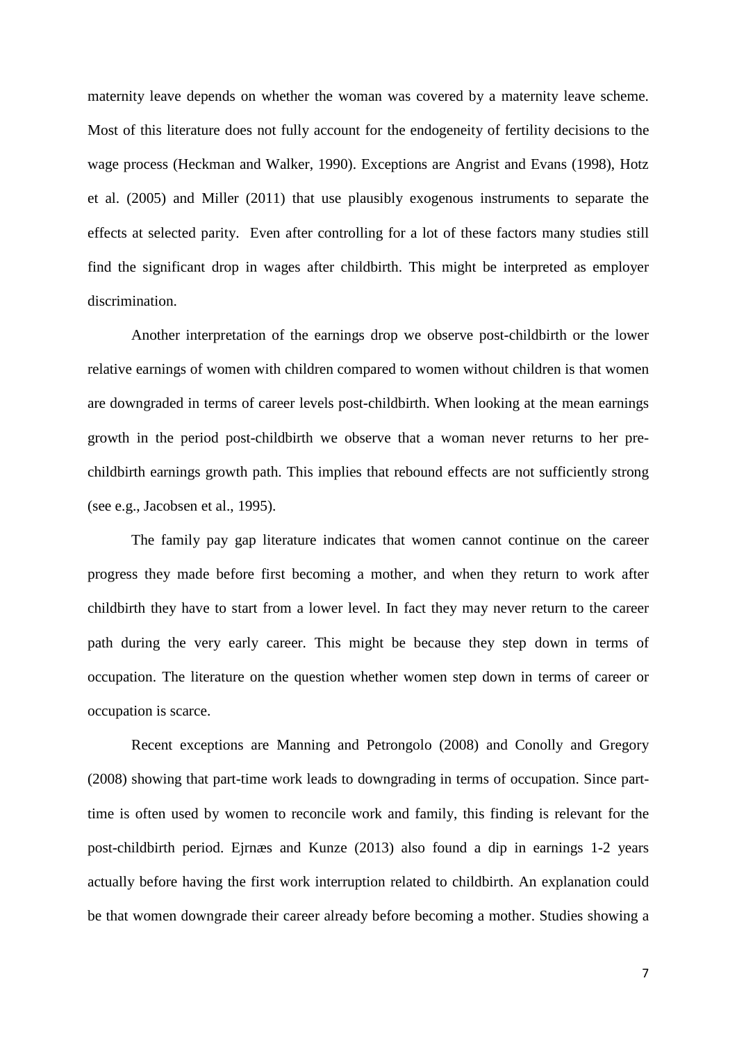maternity leave depends on whether the woman was covered by a maternity leave scheme. Most of this literature does not fully account for the endogeneity of fertility decisions to the wage process (Heckman and Walker, 1990). Exceptions are Angrist and Evans (1998), Hotz et al. (2005) and Miller (2011) that use plausibly exogenous instruments to separate the effects at selected parity. Even after controlling for a lot of these factors many studies still find the significant drop in wages after childbirth. This might be interpreted as employer discrimination.

Another interpretation of the earnings drop we observe post-childbirth or the lower relative earnings of women with children compared to women without children is that women are downgraded in terms of career levels post-childbirth. When looking at the mean earnings growth in the period post-childbirth we observe that a woman never returns to her pre-childbirth earnings growth path. This implies that rebound effects are not sufficiently strong (see e.g., Jacobsen et al., 1995).

The family pay gap literature indicates that women cannot continue on the career progress they made before first becoming a mother, and when they return to work after childbirth they have to start from a lower level. In fact they may never return to the career path during the very early career. This might be because they step down in terms of occupation. The literature on the question whether women step down in terms of career or occupation is scarce.

Recent exceptions are Manning and Petrongolo (2008) and Conolly and Gregory (2008) showing that part-time work leads to downgrading in terms of occupation. Since part-time is often used by women to reconcile work and family, this finding is relevant for the post-childbirth period. Ejrnæs and Kunze (2013) also found a dip in earnings 1-2 years actually before having the first work interruption related to childbirth. An explanation could be that women downgrade their career already before becoming a mother. Studies showing a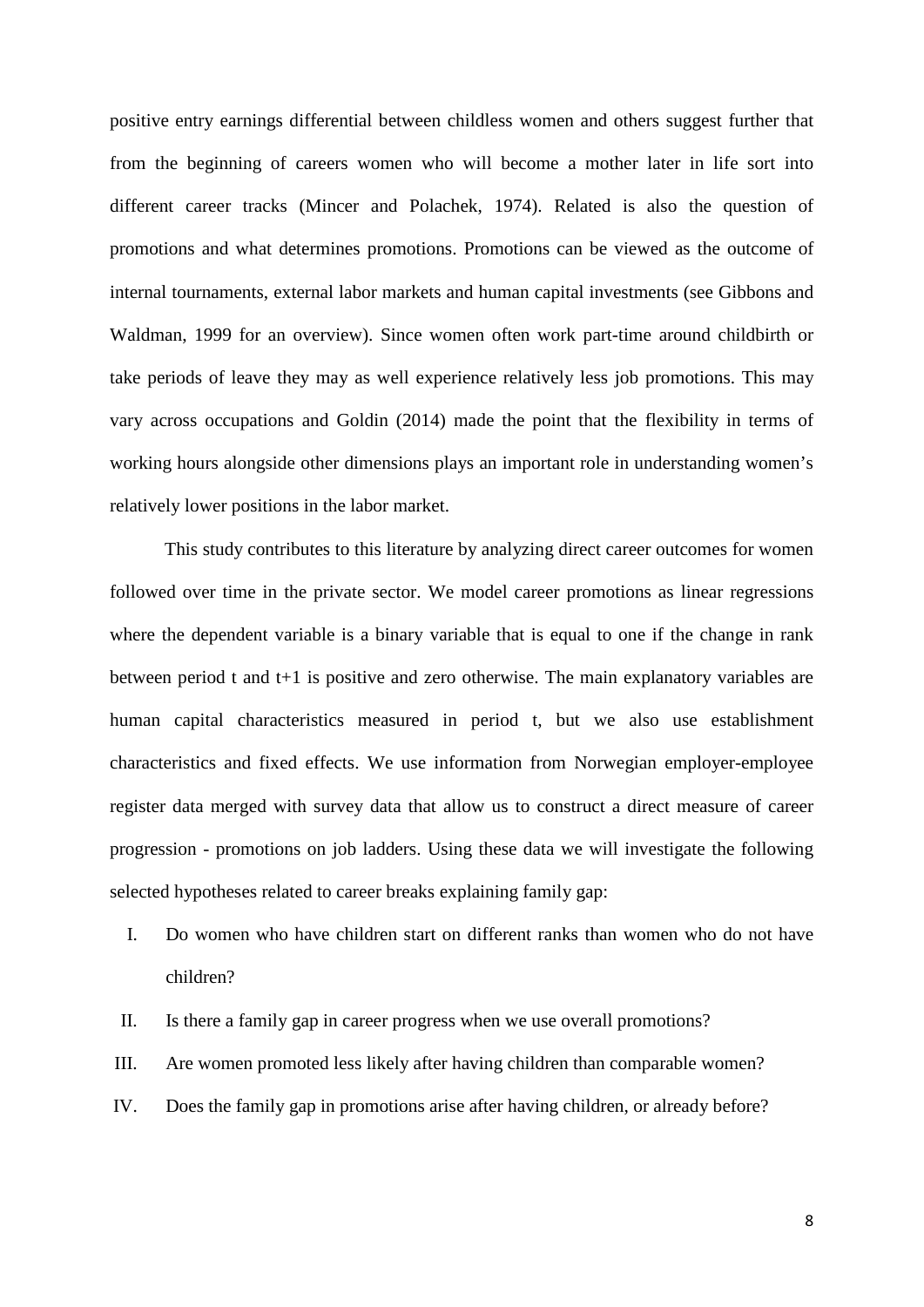positive entry earnings differential between childless women and others suggest further that from the beginning of careers women who will become a mother later in life sort into different career tracks (Mincer and Polachek, 1974). Related is also the question of promotions and what determines promotions. Promotions can be viewed as the outcome of internal tournaments, external labor markets and human capital investments (see Gibbons and Waldman, 1999 for an overview). Since women often work part-time around childbirth or take periods of leave they may as well experience relatively less job promotions. This may vary across occupations and Goldin (2014) made the point that the flexibility in terms of working hours alongside other dimensions plays an important role in understanding women's relatively lower positions in the labor market.

This study contributes to this literature by analyzing direct career outcomes for women followed over time in the private sector. We model career promotions as linear regressions where the dependent variable is a binary variable that is equal to one if the change in rank between period t and t+1 is positive and zero otherwise. The main explanatory variables are human capital characteristics measured in period t, but we also use establishment characteristics and fixed effects. We use information from Norwegian employer-employee register data merged with survey data that allow us to construct a direct measure of career progression - promotions on job ladders. Using these data we will investigate the following selected hypotheses related to career breaks explaining family gap:

I. Do women who have children start on different ranks than women who do not have children?

II. Is there a family gap in career progress when we use overall promotions?

III. Are women promoted less likely after having children than comparable women?

IV. Does the family gap in promotions arise after having children, or already before?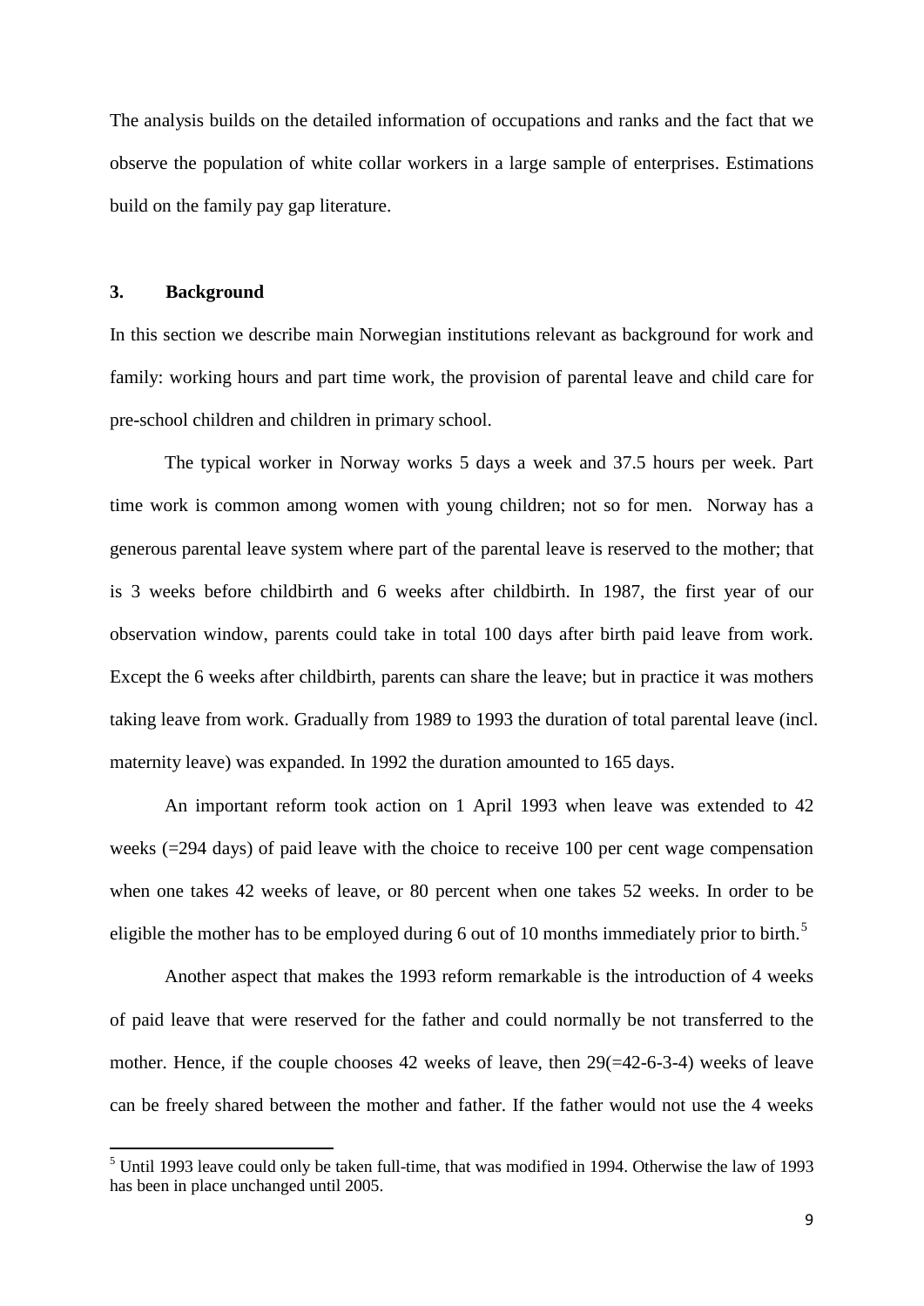The analysis builds on the detailed information of occupations and ranks and the fact that we observe the population of white collar workers in a large sample of enterprises. Estimations build on the family pay gap literature.

## 3. Background

In this section we describe main Norwegian institutions relevant as background for work and family: working hours and part time work, the provision of parental leave and child care for pre-school children and children in primary school.

The typical worker in Norway works 5 days a week and 37.5 hours per week. Part time work is common among women with young children; not so for men. Norway has a generous parental leave system where part of the parental leave is reserved to the mother; that is 3 weeks before childbirth and 6 weeks after childbirth. In 1987, the first year of our observation window, parents could take in total 100 days after birth paid leave from work. Except the 6 weeks after childbirth, parents can share the leave; but in practice it was mothers taking leave from work. Gradually from 1989 to 1993 the duration of total parental leave (incl. maternity leave) was expanded. In 1992 the duration amounted to 165 days.

An important reform took action on 1 April 1993 when leave was extended to 42 weeks (=294 days) of paid leave with the choice to receive 100 per cent wage compensation when one takes 42 weeks of leave, or 80 percent when one takes 52 weeks. In order to be eligible the mother has to be employed during 6 out of 10 months immediately prior to birth.[5]

Another aspect that makes the 1993 reform remarkable is the introduction of 4 weeks of paid leave that were reserved for the father and could normally be not transferred to the mother. Hence, if the couple chooses 42 weeks of leave, then 29(=42-6-3-4) weeks of leave can be freely shared between the mother and father. If the father would not use the 4 weeks

[5] Until 1993 leave could only be taken full-time, that was modified in 1994. Otherwise the law of 1993 has been in place unchanged until 2005.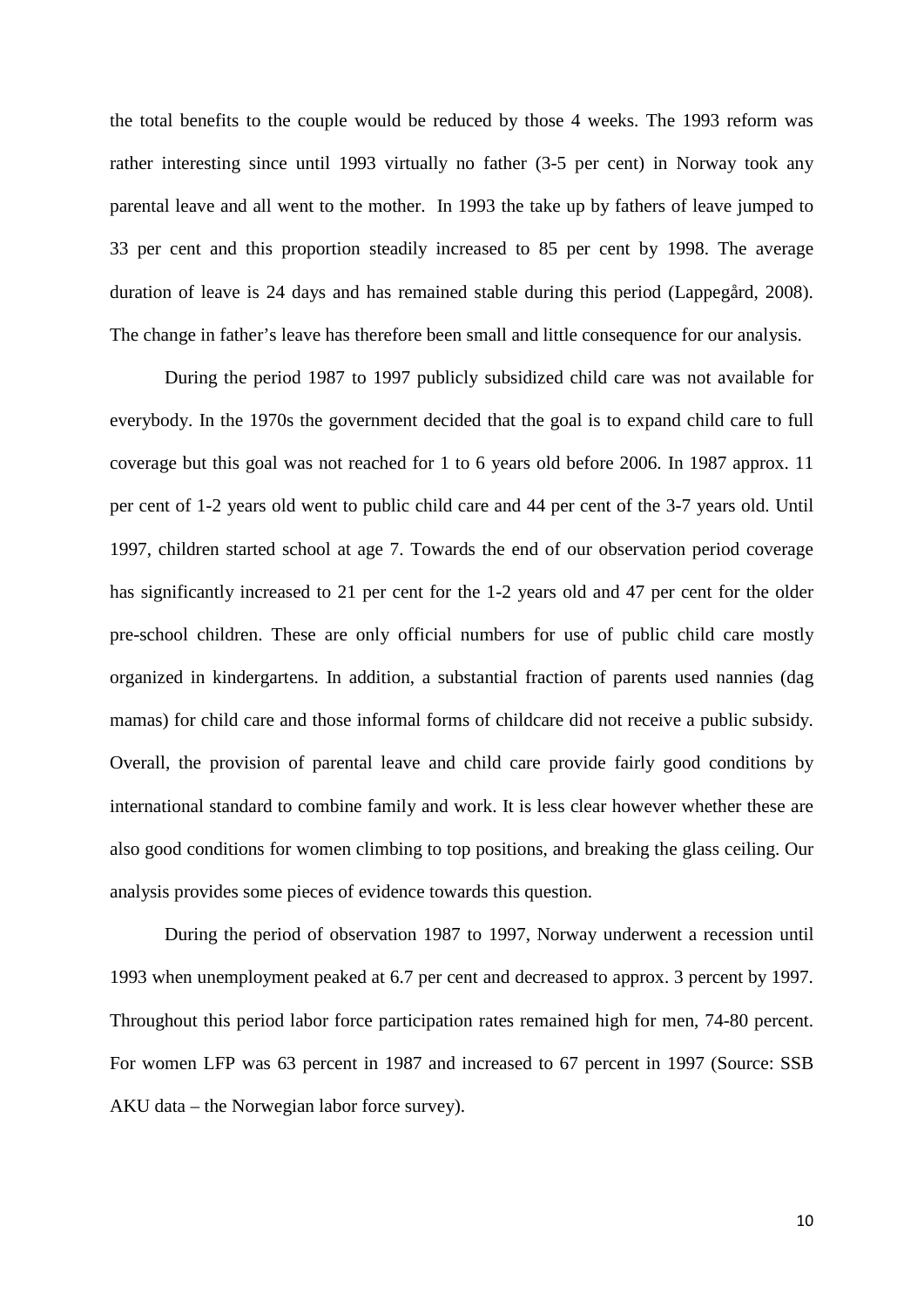the total benefits to the couple would be reduced by those 4 weeks. The 1993 reform was rather interesting since until 1993 virtually no father (3-5 per cent) in Norway took any parental leave and all went to the mother. In 1993 the take up by fathers of leave jumped to 33 per cent and this proportion steadily increased to 85 per cent by 1998. The average duration of leave is 24 days and has remained stable during this period (Lappegård, 2008). The change in father's leave has therefore been small and little consequence for our analysis.

During the period 1987 to 1997 publicly subsidized child care was not available for everybody. In the 1970s the government decided that the goal is to expand child care to full coverage but this goal was not reached for 1 to 6 years old before 2006. In 1987 approx. 11 per cent of 1-2 years old went to public child care and 44 per cent of the 3-7 years old. Until 1997, children started school at age 7. Towards the end of our observation period coverage has significantly increased to 21 per cent for the 1-2 years old and 47 per cent for the older pre-school children. These are only official numbers for use of public child care mostly organized in kindergartens. In addition, a substantial fraction of parents used nannies (dag mamas) for child care and those informal forms of childcare did not receive a public subsidy. Overall, the provision of parental leave and child care provide fairly good conditions by international standard to combine family and work. It is less clear however whether these are also good conditions for women climbing to top positions, and breaking the glass ceiling. Our analysis provides some pieces of evidence towards this question.

During the period of observation 1987 to 1997, Norway underwent a recession until 1993 when unemployment peaked at 6.7 per cent and decreased to approx. 3 percent by 1997. Throughout this period labor force participation rates remained high for men, 74-80 percent. For women LFP was 63 percent in 1987 and increased to 67 percent in 1997 (Source: SSB AKU data – the Norwegian labor force survey).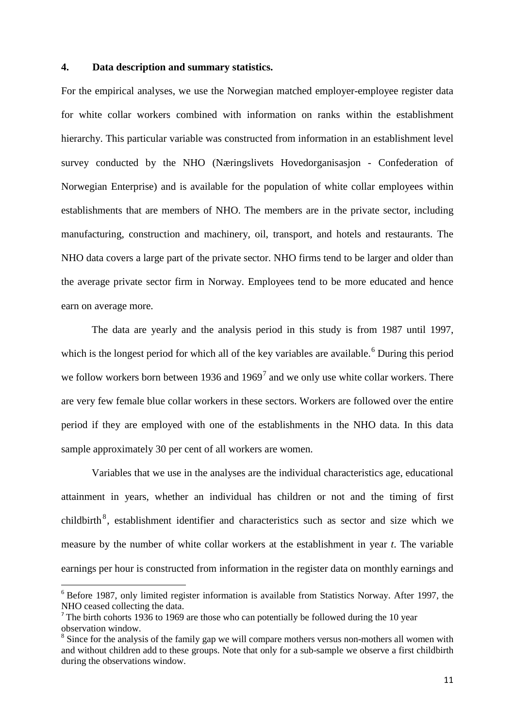## 4. Data description and summary statistics.

For the empirical analyses, we use the Norwegian matched employer-employee register data for white collar workers combined with information on ranks within the establishment hierarchy. This particular variable was constructed from information in an establishment level survey conducted by the NHO (Næringslivets Hovedorganisasjon - Confederation of Norwegian Enterprise) and is available for the population of white collar employees within establishments that are members of NHO. The members are in the private sector, including manufacturing, construction and machinery, oil, transport, and hotels and restaurants. The NHO data covers a large part of the private sector. NHO firms tend to be larger and older than the average private sector firm in Norway. Employees tend to be more educated and hence earn on average more.

The data are yearly and the analysis period in this study is from 1987 until 1997, which is the longest period for which all of the key variables are available.[6] During this period we follow workers born between 1936 and 1969[7] and we only use white collar workers. There are very few female blue collar workers in these sectors. Workers are followed over the entire period if they are employed with one of the establishments in the NHO data. In this data sample approximately 30 per cent of all workers are women.

Variables that we use in the analyses are the individual characteristics age, educational attainment in years, whether an individual has children or not and the timing of first childbirth[8], establishment identifier and characteristics such as sector and size which we measure by the number of white collar workers at the establishment in year *t*. The variable earnings per hour is constructed from information in the register data on monthly earnings and

---

[6] Before 1987, only limited register information is available from Statistics Norway. After 1997, the NHO ceased collecting the data.

[7] The birth cohorts 1936 to 1969 are those who can potentially be followed during the 10 year observation window.

[8] Since for the analysis of the family gap we will compare mothers versus non-mothers all women with and without children add to these groups. Note that only for a sub-sample we observe a first childbirth during the observations window.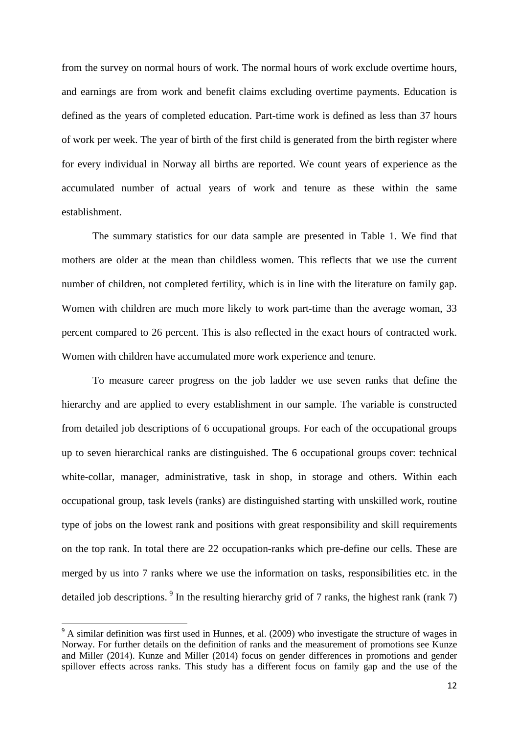from the survey on normal hours of work. The normal hours of work exclude overtime hours, and earnings are from work and benefit claims excluding overtime payments. Education is defined as the years of completed education. Part-time work is defined as less than 37 hours of work per week. The year of birth of the first child is generated from the birth register where for every individual in Norway all births are reported. We count years of experience as the accumulated number of actual years of work and tenure as these within the same establishment.

The summary statistics for our data sample are presented in Table 1. We find that mothers are older at the mean than childless women. This reflects that we use the current number of children, not completed fertility, which is in line with the literature on family gap. Women with children are much more likely to work part-time than the average woman, 33 percent compared to 26 percent. This is also reflected in the exact hours of contracted work. Women with children have accumulated more work experience and tenure.

To measure career progress on the job ladder we use seven ranks that define the hierarchy and are applied to every establishment in our sample. The variable is constructed from detailed job descriptions of 6 occupational groups. For each of the occupational groups up to seven hierarchical ranks are distinguished. The 6 occupational groups cover: technical white-collar, manager, administrative, task in shop, in storage and others. Within each occupational group, task levels (ranks) are distinguished starting with unskilled work, routine type of jobs on the lowest rank and positions with great responsibility and skill requirements on the top rank. In total there are 22 occupation-ranks which pre-define our cells. These are merged by us into 7 ranks where we use the information on tasks, responsibilities etc. in the detailed job descriptions. [9] In the resulting hierarchy grid of 7 ranks, the highest rank (rank 7)

[9] A similar definition was first used in Hunnes, et al. (2009) who investigate the structure of wages in Norway. For further details on the definition of ranks and the measurement of promotions see Kunze and Miller (2014). Kunze and Miller (2014) focus on gender differences in promotions and gender spillover effects across ranks. This study has a different focus on family gap and the use of the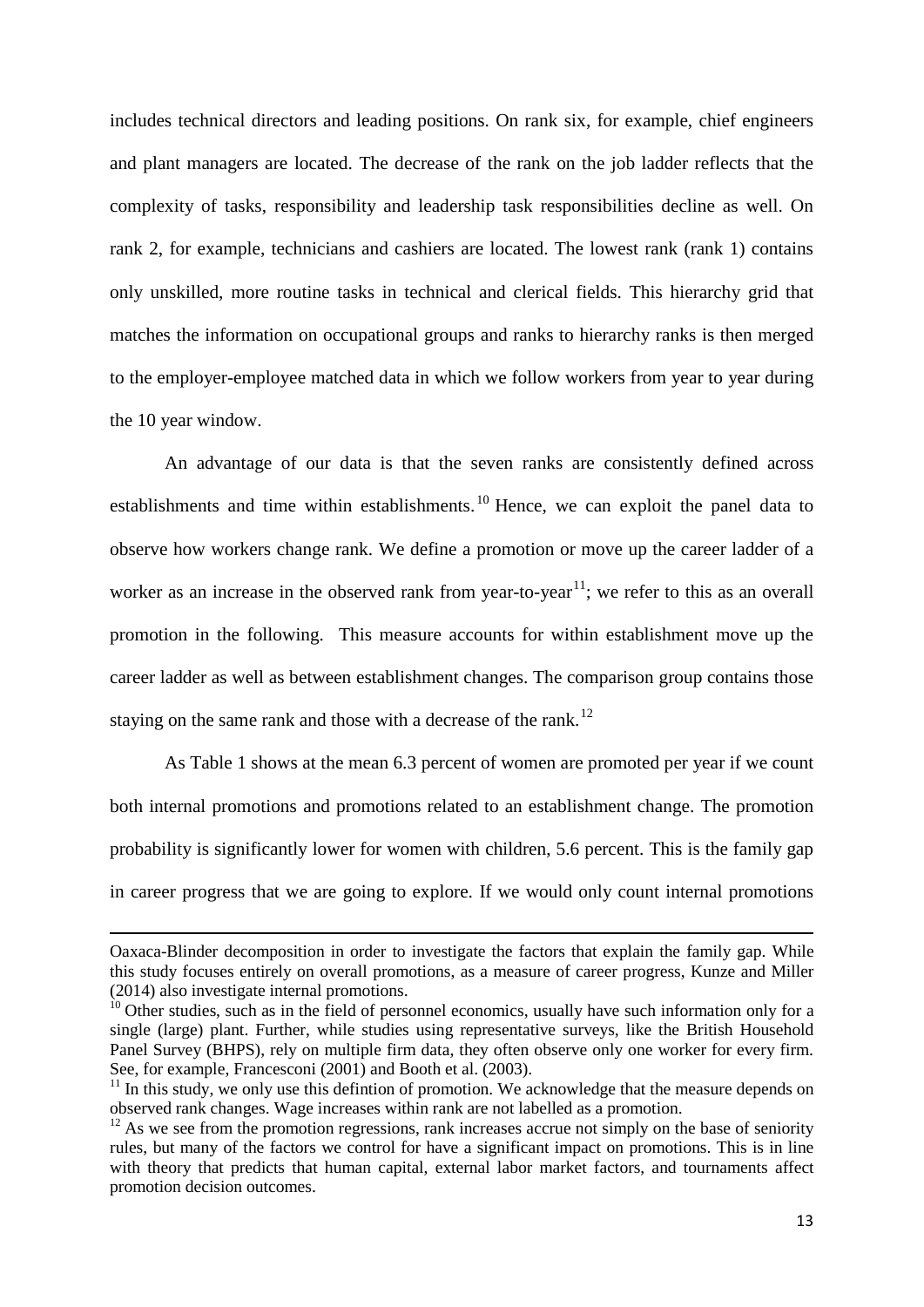includes technical directors and leading positions. On rank six, for example, chief engineers and plant managers are located. The decrease of the rank on the job ladder reflects that the complexity of tasks, responsibility and leadership task responsibilities decline as well. On rank 2, for example, technicians and cashiers are located. The lowest rank (rank 1) contains only unskilled, more routine tasks in technical and clerical fields. This hierarchy grid that matches the information on occupational groups and ranks to hierarchy ranks is then merged to the employer-employee matched data in which we follow workers from year to year during the 10 year window.

An advantage of our data is that the seven ranks are consistently defined across establishments and time within establishments.[10] Hence, we can exploit the panel data to observe how workers change rank. We define a promotion or move up the career ladder of a worker as an increase in the observed rank from year-to-year[11]; we refer to this as an overall promotion in the following. This measure accounts for within establishment move up the career ladder as well as between establishment changes. The comparison group contains those staying on the same rank and those with a decrease of the rank.[12]

As Table 1 shows at the mean 6.3 percent of women are promoted per year if we count both internal promotions and promotions related to an establishment change. The promotion probability is significantly lower for women with children, 5.6 percent. This is the family gap in career progress that we are going to explore. If we would only count internal promotions

---

Oaxaca-Blinder decomposition in order to investigate the factors that explain the family gap. While this study focuses entirely on overall promotions, as a measure of career progress, Kunze and Miller (2014) also investigate internal promotions.

[10] Other studies, such as in the field of personnel economics, usually have such information only for a single (large) plant. Further, while studies using representative surveys, like the British Household Panel Survey (BHPS), rely on multiple firm data, they often observe only one worker for every firm. See, for example, Francesconi (2001) and Booth et al. (2003).

[11] In this study, we only use this defintion of promotion. We acknowledge that the measure depends on observed rank changes. Wage increases within rank are not labelled as a promotion.

[12] As we see from the promotion regressions, rank increases accrue not simply on the base of seniority rules, but many of the factors we control for have a significant impact on promotions. This is in line with theory that predicts that human capital, external labor market factors, and tournaments affect promotion decision outcomes.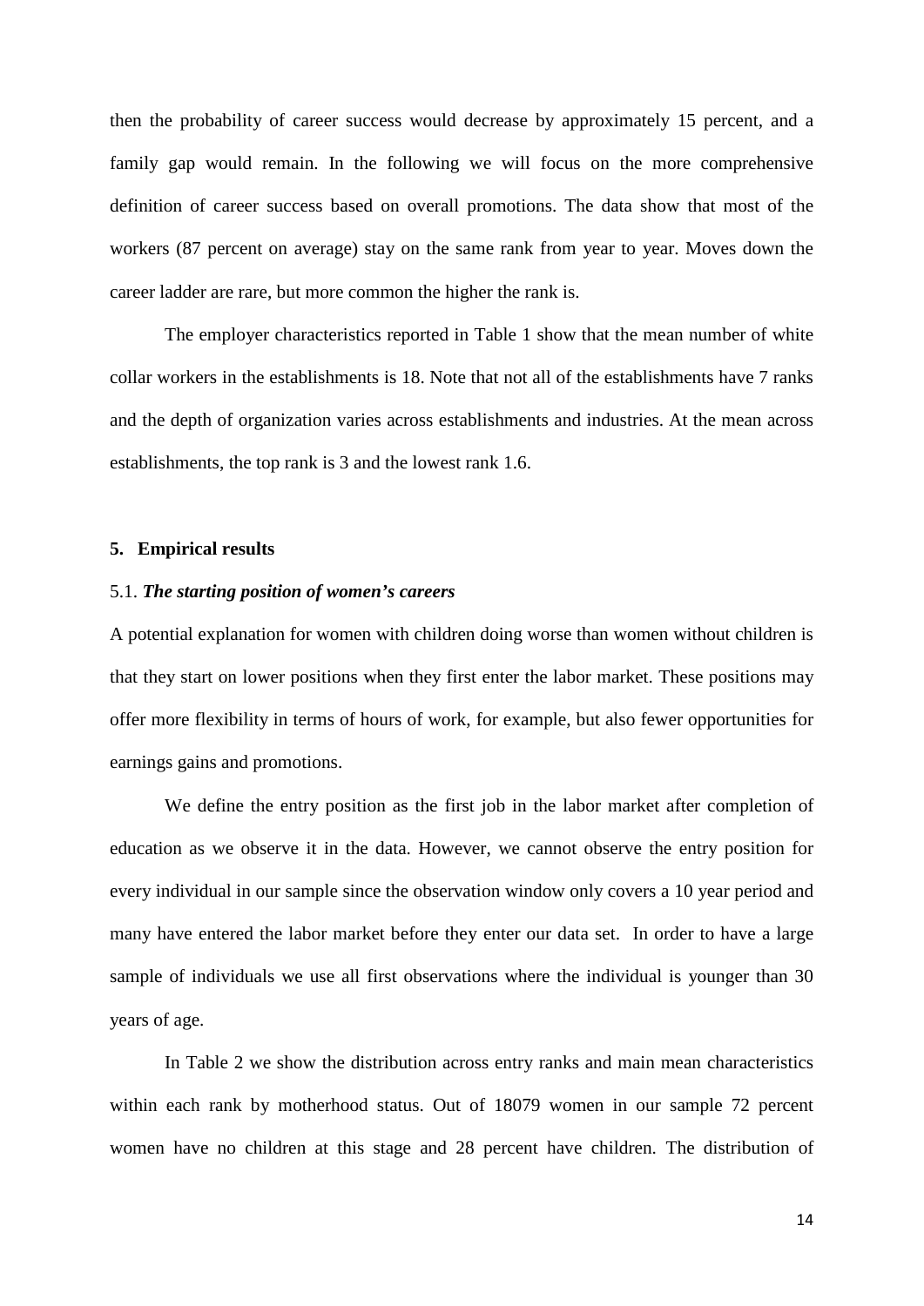then the probability of career success would decrease by approximately 15 percent, and a family gap would remain. In the following we will focus on the more comprehensive definition of career success based on overall promotions. The data show that most of the workers (87 percent on average) stay on the same rank from year to year. Moves down the career ladder are rare, but more common the higher the rank is.

The employer characteristics reported in Table 1 show that the mean number of white collar workers in the establishments is 18. Note that not all of the establishments have 7 ranks and the depth of organization varies across establishments and industries. At the mean across establishments, the top rank is 3 and the lowest rank 1.6.

## 5. Empirical results

### 5.1. *The starting position of women's careers*

A potential explanation for women with children doing worse than women without children is that they start on lower positions when they first enter the labor market. These positions may offer more flexibility in terms of hours of work, for example, but also fewer opportunities for earnings gains and promotions.

We define the entry position as the first job in the labor market after completion of education as we observe it in the data. However, we cannot observe the entry position for every individual in our sample since the observation window only covers a 10 year period and many have entered the labor market before they enter our data set. In order to have a large sample of individuals we use all first observations where the individual is younger than 30 years of age.

In Table 2 we show the distribution across entry ranks and main mean characteristics within each rank by motherhood status. Out of 18079 women in our sample 72 percent women have no children at this stage and 28 percent have children. The distribution of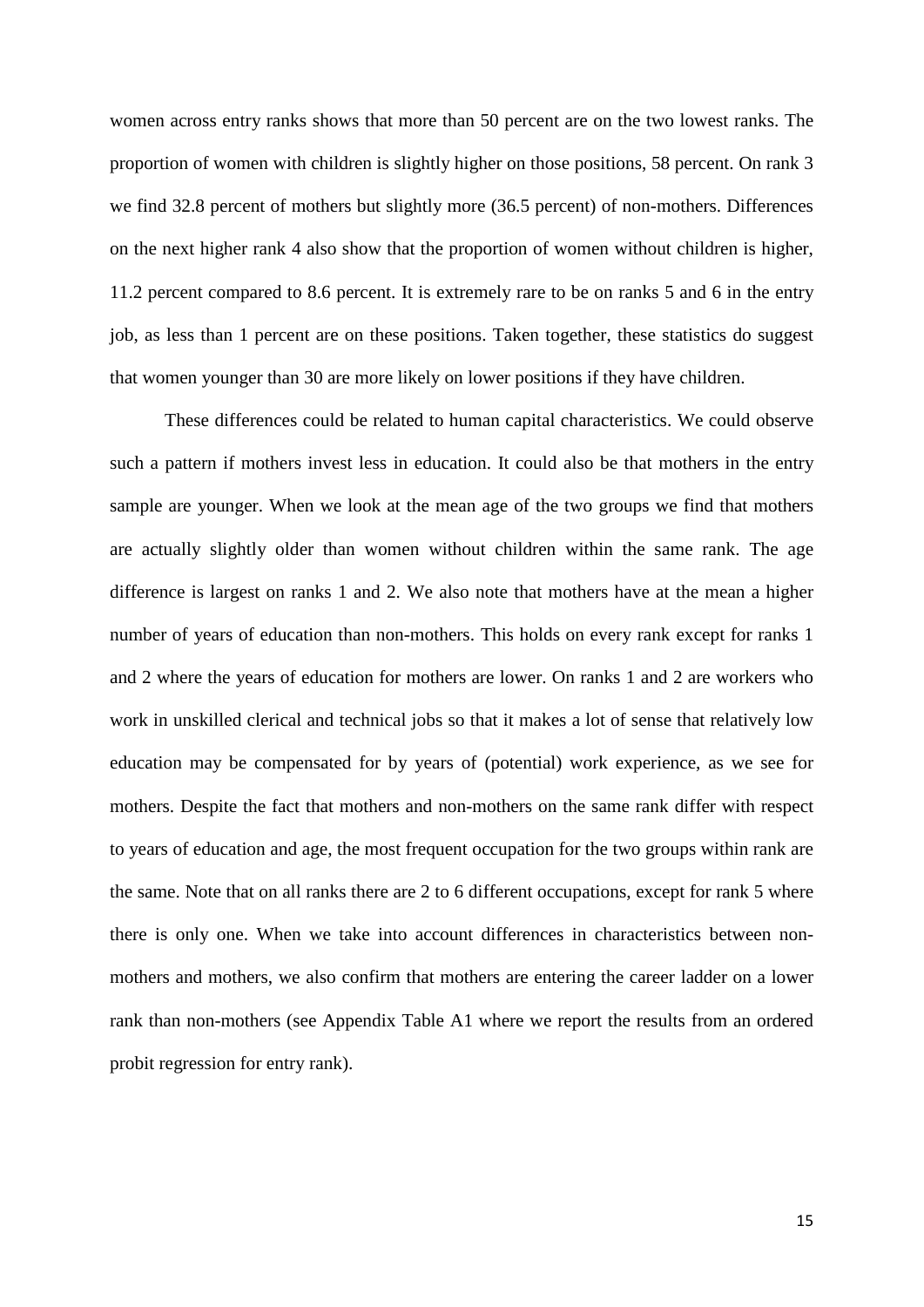women across entry ranks shows that more than 50 percent are on the two lowest ranks. The proportion of women with children is slightly higher on those positions, 58 percent. On rank 3 we find 32.8 percent of mothers but slightly more (36.5 percent) of non-mothers. Differences on the next higher rank 4 also show that the proportion of women without children is higher, 11.2 percent compared to 8.6 percent. It is extremely rare to be on ranks 5 and 6 in the entry job, as less than 1 percent are on these positions. Taken together, these statistics do suggest that women younger than 30 are more likely on lower positions if they have children.

These differences could be related to human capital characteristics. We could observe such a pattern if mothers invest less in education. It could also be that mothers in the entry sample are younger. When we look at the mean age of the two groups we find that mothers are actually slightly older than women without children within the same rank. The age difference is largest on ranks 1 and 2. We also note that mothers have at the mean a higher number of years of education than non-mothers. This holds on every rank except for ranks 1 and 2 where the years of education for mothers are lower. On ranks 1 and 2 are workers who work in unskilled clerical and technical jobs so that it makes a lot of sense that relatively low education may be compensated for by years of (potential) work experience, as we see for mothers. Despite the fact that mothers and non-mothers on the same rank differ with respect to years of education and age, the most frequent occupation for the two groups within rank are the same. Note that on all ranks there are 2 to 6 different occupations, except for rank 5 where there is only one. When we take into account differences in characteristics between non-mothers and mothers, we also confirm that mothers are entering the career ladder on a lower rank than non-mothers (see Appendix Table A1 where we report the results from an ordered probit regression for entry rank).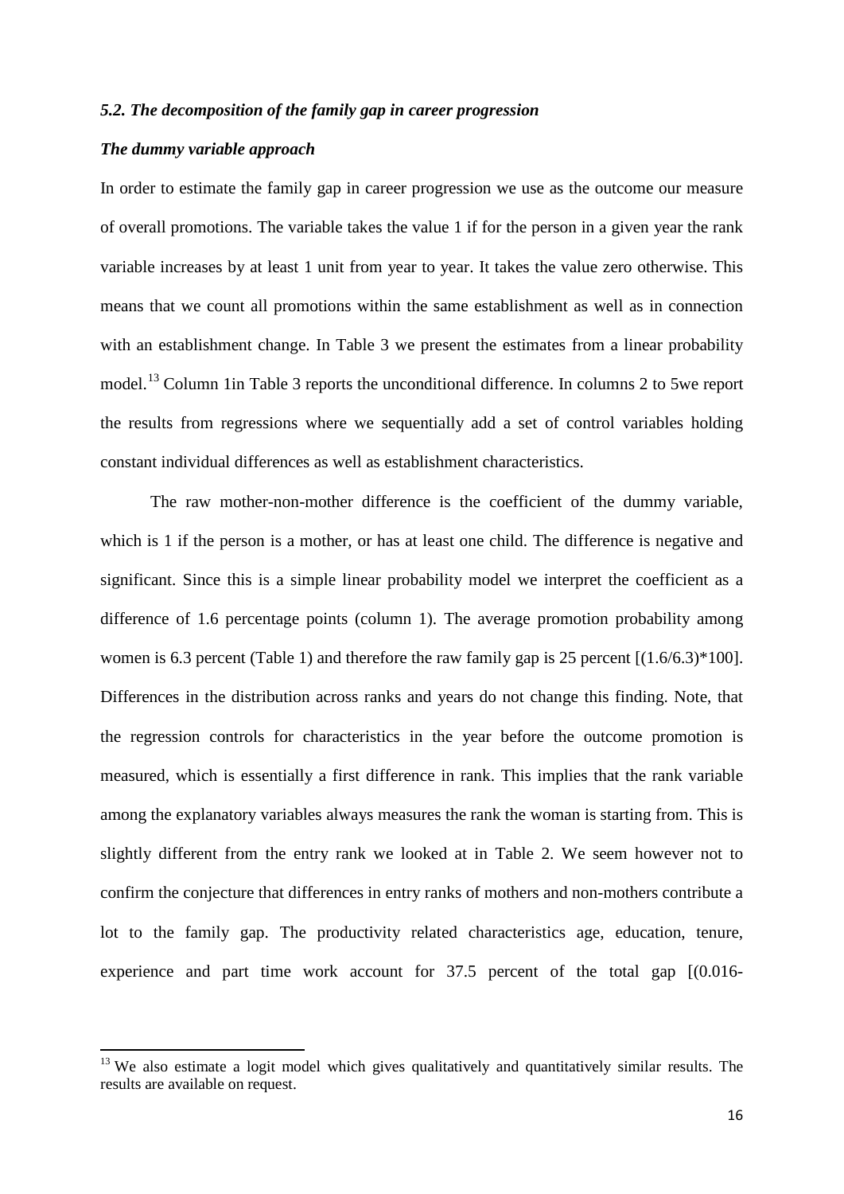### *5.2. The decomposition of the family gap in career progression*

***The dummy variable approach***

In order to estimate the family gap in career progression we use as the outcome our measure of overall promotions. The variable takes the value 1 if for the person in a given year the rank variable increases by at least 1 unit from year to year. It takes the value zero otherwise. This means that we count all promotions within the same establishment as well as in connection with an establishment change. In Table 3 we present the estimates from a linear probability model.[13] Column 1in Table 3 reports the unconditional difference. In columns 2 to 5we report the results from regressions where we sequentially add a set of control variables holding constant individual differences as well as establishment characteristics.

The raw mother-non-mother difference is the coefficient of the dummy variable, which is 1 if the person is a mother, or has at least one child. The difference is negative and significant. Since this is a simple linear probability model we interpret the coefficient as a difference of 1.6 percentage points (column 1). The average promotion probability among women is 6.3 percent (Table 1) and therefore the raw family gap is 25 percent [(1.6/6.3)*100]. Differences in the distribution across ranks and years do not change this finding. Note, that the regression controls for characteristics in the year before the outcome promotion is measured, which is essentially a first difference in rank. This implies that the rank variable among the explanatory variables always measures the rank the woman is starting from. This is slightly different from the entry rank we looked at in Table 2. We seem however not to confirm the conjecture that differences in entry ranks of mothers and non-mothers contribute a lot to the family gap. The productivity related characteristics age, education, tenure, experience and part time work account for 37.5 percent of the total gap [(0.016-

---

[13] We also estimate a logit model which gives qualitatively and quantitatively similar results. The results are available on request.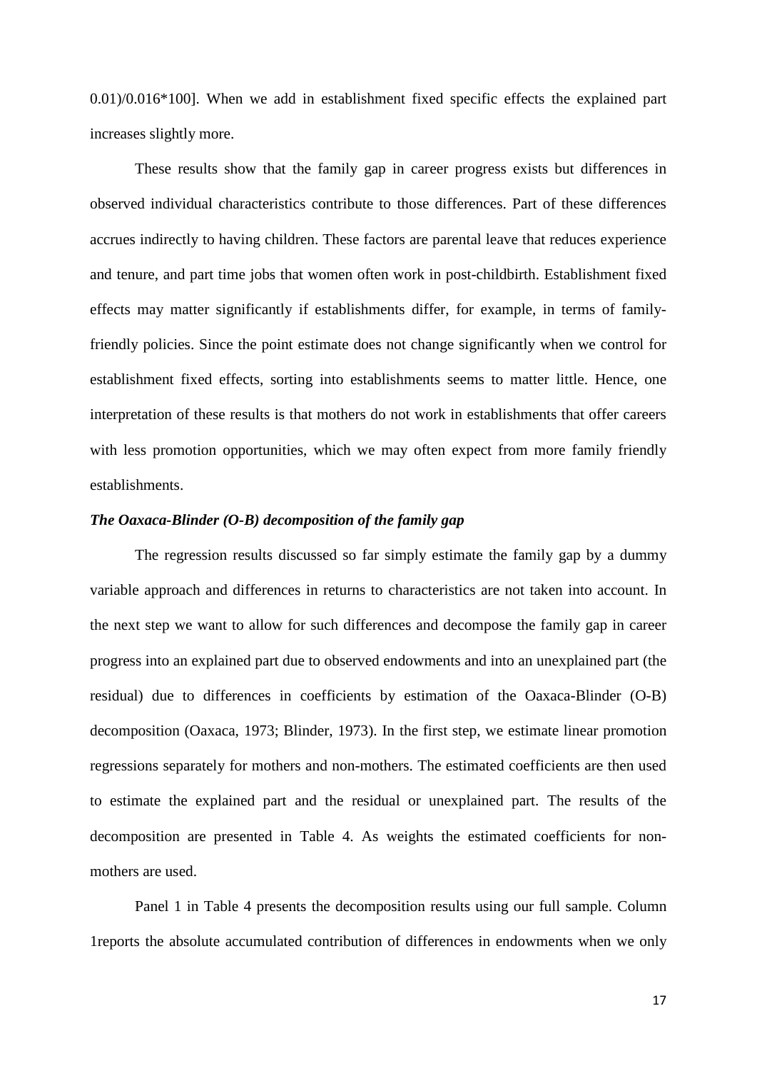0.01)/0.016*100]. When we add in establishment fixed specific effects the explained part increases slightly more.

These results show that the family gap in career progress exists but differences in observed individual characteristics contribute to those differences. Part of these differences accrues indirectly to having children. These factors are parental leave that reduces experience and tenure, and part time jobs that women often work in post-childbirth. Establishment fixed effects may matter significantly if establishments differ, for example, in terms of family-friendly policies. Since the point estimate does not change significantly when we control for establishment fixed effects, sorting into establishments seems to matter little. Hence, one interpretation of these results is that mothers do not work in establishments that offer careers with less promotion opportunities, which we may often expect from more family friendly establishments.

### *The Oaxaca-Blinder (O-B) decomposition of the family gap*

The regression results discussed so far simply estimate the family gap by a dummy variable approach and differences in returns to characteristics are not taken into account. In the next step we want to allow for such differences and decompose the family gap in career progress into an explained part due to observed endowments and into an unexplained part (the residual) due to differences in coefficients by estimation of the Oaxaca-Blinder (O-B) decomposition (Oaxaca, 1973; Blinder, 1973). In the first step, we estimate linear promotion regressions separately for mothers and non-mothers. The estimated coefficients are then used to estimate the explained part and the residual or unexplained part. The results of the decomposition are presented in Table 4. As weights the estimated coefficients for non-mothers are used.

Panel 1 in Table 4 presents the decomposition results using our full sample. Column 1reports the absolute accumulated contribution of differences in endowments when we only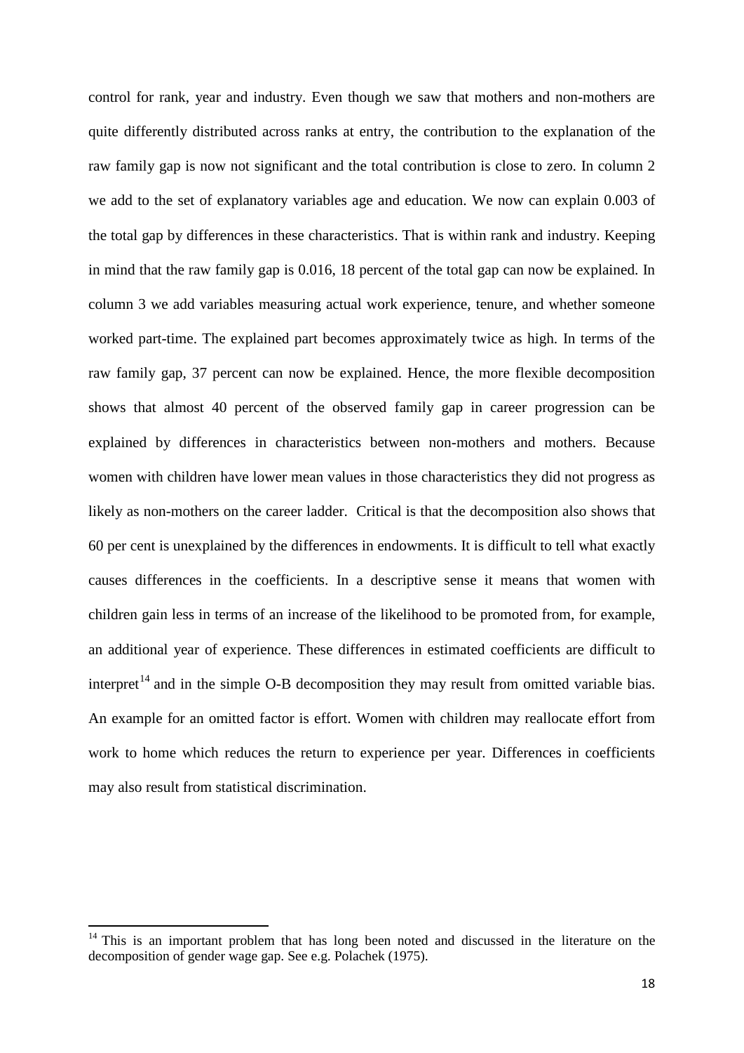control for rank, year and industry. Even though we saw that mothers and non-mothers are quite differently distributed across ranks at entry, the contribution to the explanation of the raw family gap is now not significant and the total contribution is close to zero. In column 2 we add to the set of explanatory variables age and education. We now can explain 0.003 of the total gap by differences in these characteristics. That is within rank and industry. Keeping in mind that the raw family gap is 0.016, 18 percent of the total gap can now be explained. In column 3 we add variables measuring actual work experience, tenure, and whether someone worked part-time. The explained part becomes approximately twice as high. In terms of the raw family gap, 37 percent can now be explained. Hence, the more flexible decomposition shows that almost 40 percent of the observed family gap in career progression can be explained by differences in characteristics between non-mothers and mothers. Because women with children have lower mean values in those characteristics they did not progress as likely as non-mothers on the career ladder. Critical is that the decomposition also shows that 60 per cent is unexplained by the differences in endowments. It is difficult to tell what exactly causes differences in the coefficients. In a descriptive sense it means that women with children gain less in terms of an increase of the likelihood to be promoted from, for example, an additional year of experience. These differences in estimated coefficients are difficult to interpret[14] and in the simple O-B decomposition they may result from omitted variable bias. An example for an omitted factor is effort. Women with children may reallocate effort from work to home which reduces the return to experience per year. Differences in coefficients may also result from statistical discrimination.

[14] This is an important problem that has long been noted and discussed in the literature on the decomposition of gender wage gap. See e.g. Polachek (1975).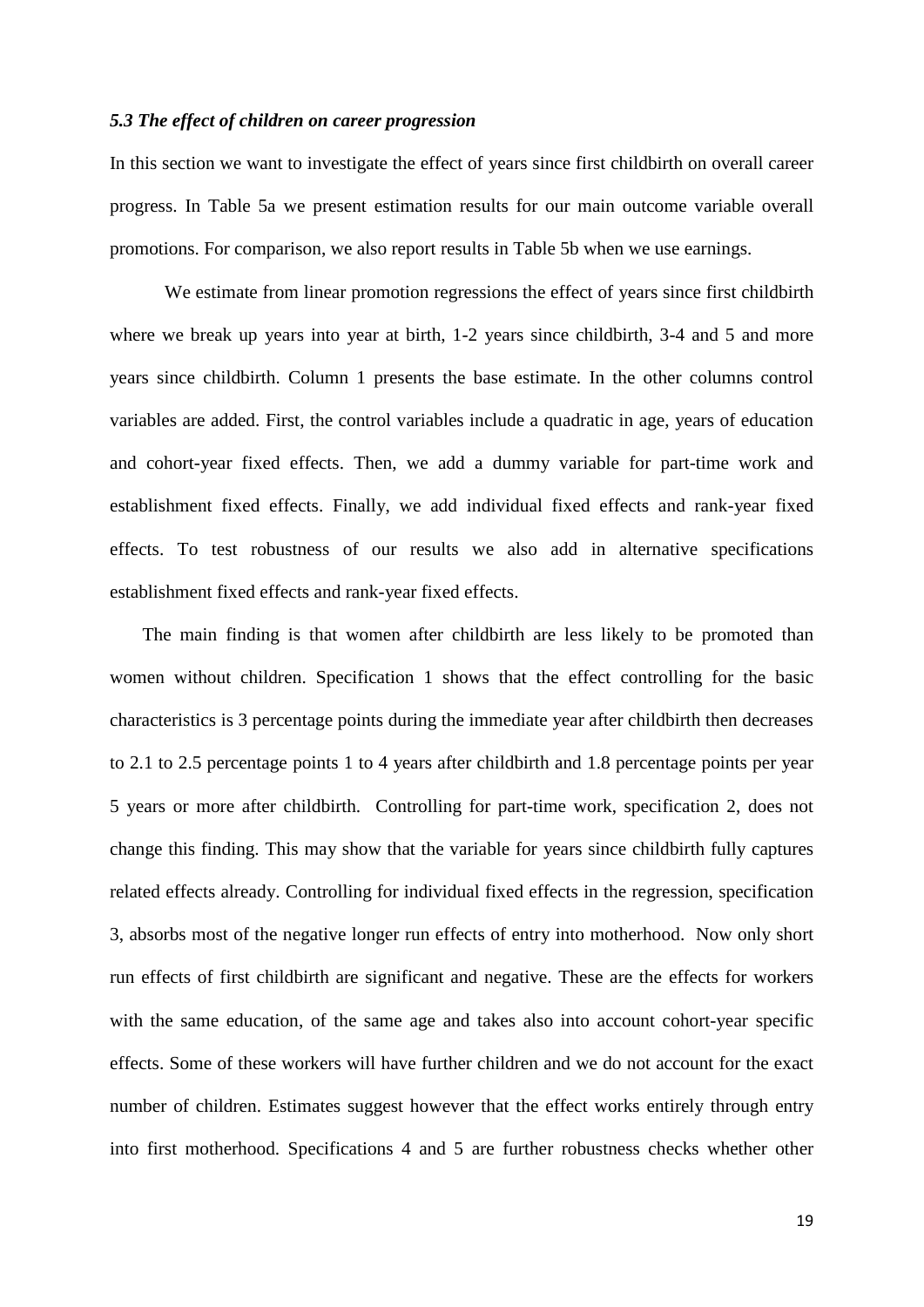### *5.3 The effect of children on career progression*

In this section we want to investigate the effect of years since first childbirth on overall career progress. In Table 5a we present estimation results for our main outcome variable overall promotions. For comparison, we also report results in Table 5b when we use earnings.

We estimate from linear promotion regressions the effect of years since first childbirth where we break up years into year at birth, 1-2 years since childbirth, 3-4 and 5 and more years since childbirth. Column 1 presents the base estimate. In the other columns control variables are added. First, the control variables include a quadratic in age, years of education and cohort-year fixed effects. Then, we add a dummy variable for part-time work and establishment fixed effects. Finally, we add individual fixed effects and rank-year fixed effects. To test robustness of our results we also add in alternative specifications establishment fixed effects and rank-year fixed effects.

The main finding is that women after childbirth are less likely to be promoted than women without children. Specification 1 shows that the effect controlling for the basic characteristics is 3 percentage points during the immediate year after childbirth then decreases to 2.1 to 2.5 percentage points 1 to 4 years after childbirth and 1.8 percentage points per year 5 years or more after childbirth. Controlling for part-time work, specification 2, does not change this finding. This may show that the variable for years since childbirth fully captures related effects already. Controlling for individual fixed effects in the regression, specification 3, absorbs most of the negative longer run effects of entry into motherhood. Now only short run effects of first childbirth are significant and negative. These are the effects for workers with the same education, of the same age and takes also into account cohort-year specific effects. Some of these workers will have further children and we do not account for the exact number of children. Estimates suggest however that the effect works entirely through entry into first motherhood. Specifications 4 and 5 are further robustness checks whether other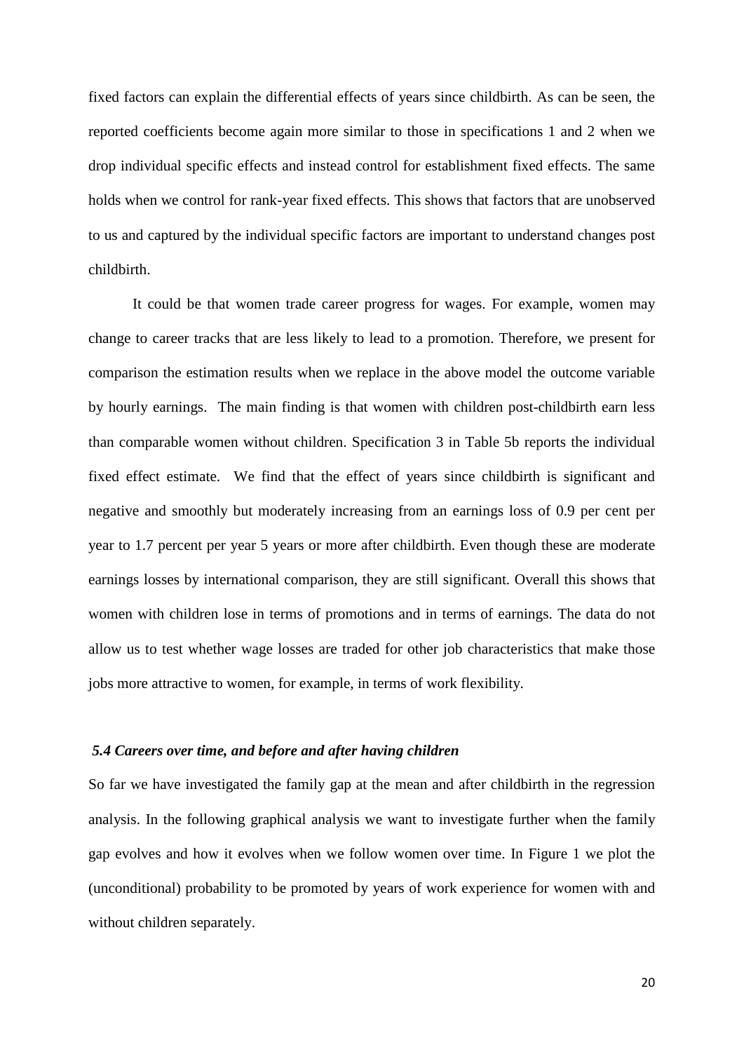fixed factors can explain the differential effects of years since childbirth. As can be seen, the reported coefficients become again more similar to those in specifications 1 and 2 when we drop individual specific effects and instead control for establishment fixed effects. The same holds when we control for rank-year fixed effects. This shows that factors that are unobserved to us and captured by the individual specific factors are important to understand changes post childbirth.

It could be that women trade career progress for wages. For example, women may change to career tracks that are less likely to lead to a promotion. Therefore, we present for comparison the estimation results when we replace in the above model the outcome variable by hourly earnings. The main finding is that women with children post-childbirth earn less than comparable women without children. Specification 3 in Table 5b reports the individual fixed effect estimate. We find that the effect of years since childbirth is significant and negative and smoothly but moderately increasing from an earnings loss of 0.9 per cent per year to 1.7 percent per year 5 years or more after childbirth. Even though these are moderate earnings losses by international comparison, they are still significant. Overall this shows that women with children lose in terms of promotions and in terms of earnings. The data do not allow us to test whether wage losses are traded for other job characteristics that make those jobs more attractive to women, for example, in terms of work flexibility.

### *5.4 Careers over time, and before and after having children*

So far we have investigated the family gap at the mean and after childbirth in the regression analysis. In the following graphical analysis we want to investigate further when the family gap evolves and how it evolves when we follow women over time. In Figure 1 we plot the (unconditional) probability to be promoted by years of work experience for women with and without children separately.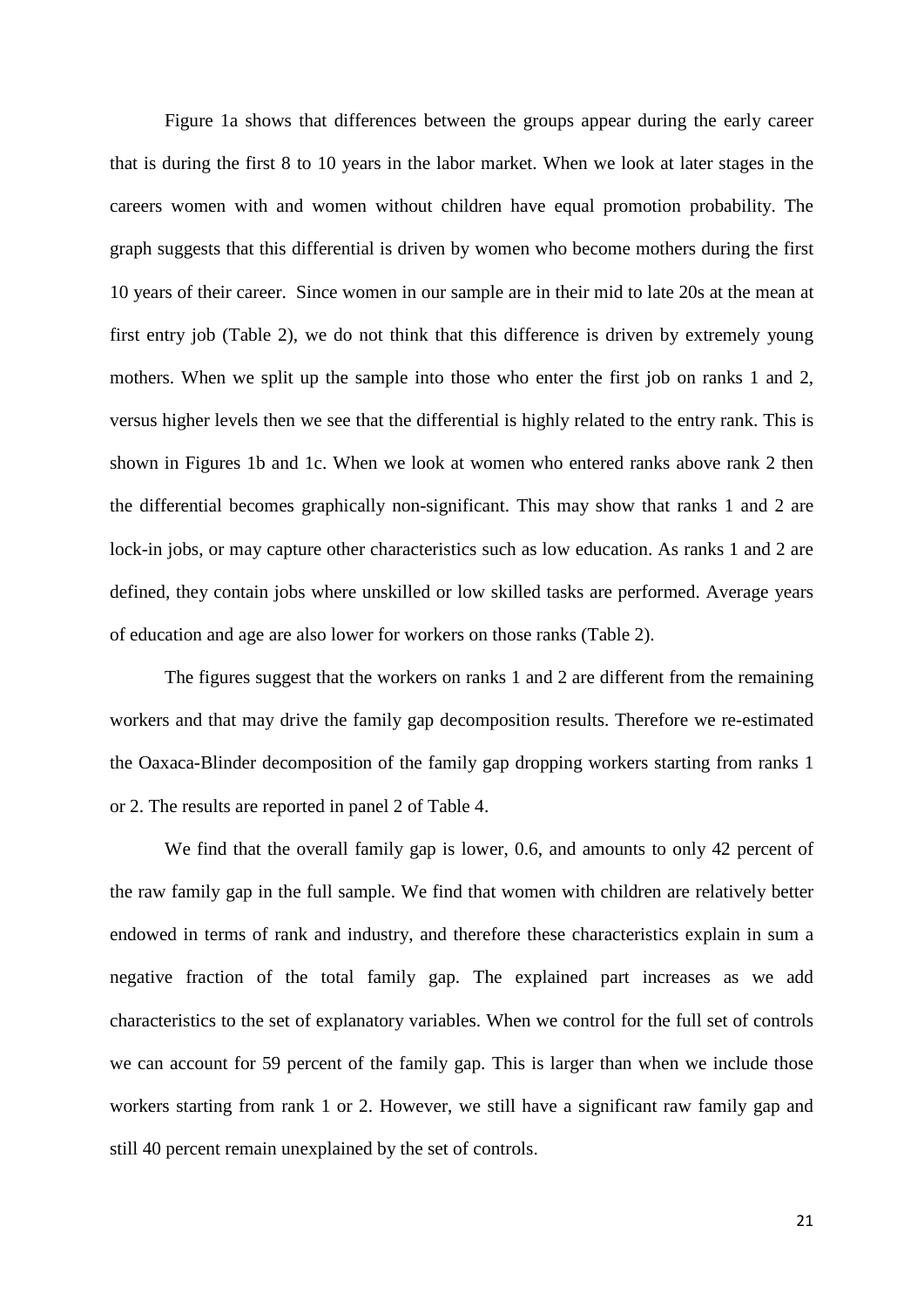Figure 1a shows that differences between the groups appear during the early career that is during the first 8 to 10 years in the labor market. When we look at later stages in the careers women with and women without children have equal promotion probability. The graph suggests that this differential is driven by women who become mothers during the first 10 years of their career. Since women in our sample are in their mid to late 20s at the mean at first entry job (Table 2), we do not think that this difference is driven by extremely young mothers. When we split up the sample into those who enter the first job on ranks 1 and 2, versus higher levels then we see that the differential is highly related to the entry rank. This is shown in Figures 1b and 1c. When we look at women who entered ranks above rank 2 then the differential becomes graphically non-significant. This may show that ranks 1 and 2 are lock-in jobs, or may capture other characteristics such as low education. As ranks 1 and 2 are defined, they contain jobs where unskilled or low skilled tasks are performed. Average years of education and age are also lower for workers on those ranks (Table 2).

The figures suggest that the workers on ranks 1 and 2 are different from the remaining workers and that may drive the family gap decomposition results. Therefore we re-estimated the Oaxaca-Blinder decomposition of the family gap dropping workers starting from ranks 1 or 2. The results are reported in panel 2 of Table 4.

We find that the overall family gap is lower, 0.6, and amounts to only 42 percent of the raw family gap in the full sample. We find that women with children are relatively better endowed in terms of rank and industry, and therefore these characteristics explain in sum a negative fraction of the total family gap. The explained part increases as we add characteristics to the set of explanatory variables. When we control for the full set of controls we can account for 59 percent of the family gap. This is larger than when we include those workers starting from rank 1 or 2. However, we still have a significant raw family gap and still 40 percent remain unexplained by the set of controls.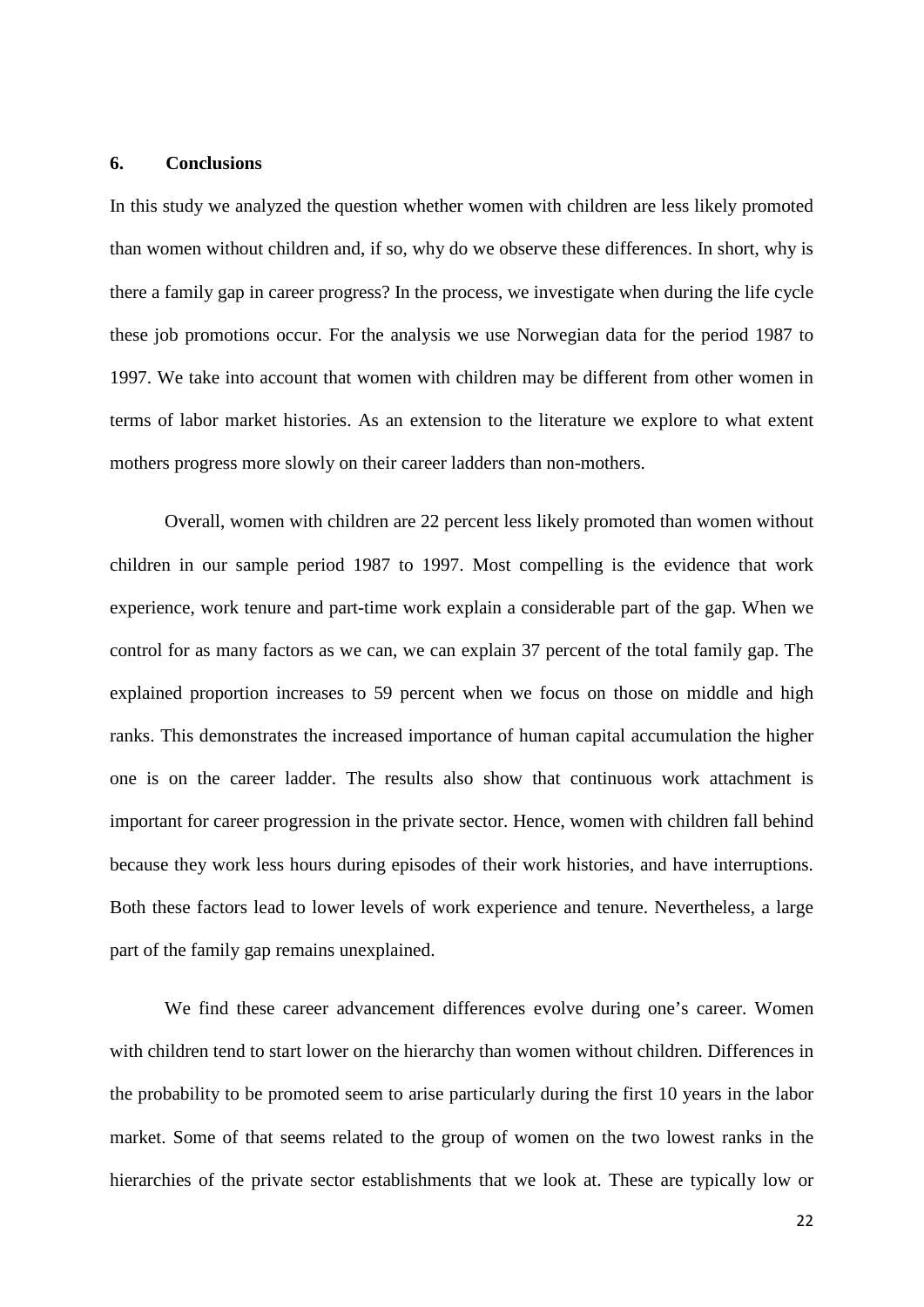## 6. Conclusions

In this study we analyzed the question whether women with children are less likely promoted than women without children and, if so, why do we observe these differences. In short, why is there a family gap in career progress? In the process, we investigate when during the life cycle these job promotions occur. For the analysis we use Norwegian data for the period 1987 to 1997. We take into account that women with children may be different from other women in terms of labor market histories. As an extension to the literature we explore to what extent mothers progress more slowly on their career ladders than non-mothers.

Overall, women with children are 22 percent less likely promoted than women without children in our sample period 1987 to 1997. Most compelling is the evidence that work experience, work tenure and part-time work explain a considerable part of the gap. When we control for as many factors as we can, we can explain 37 percent of the total family gap. The explained proportion increases to 59 percent when we focus on those on middle and high ranks. This demonstrates the increased importance of human capital accumulation the higher one is on the career ladder. The results also show that continuous work attachment is important for career progression in the private sector. Hence, women with children fall behind because they work less hours during episodes of their work histories, and have interruptions. Both these factors lead to lower levels of work experience and tenure. Nevertheless, a large part of the family gap remains unexplained.

We find these career advancement differences evolve during one's career. Women with children tend to start lower on the hierarchy than women without children. Differences in the probability to be promoted seem to arise particularly during the first 10 years in the labor market. Some of that seems related to the group of women on the two lowest ranks in the hierarchies of the private sector establishments that we look at. These are typically low or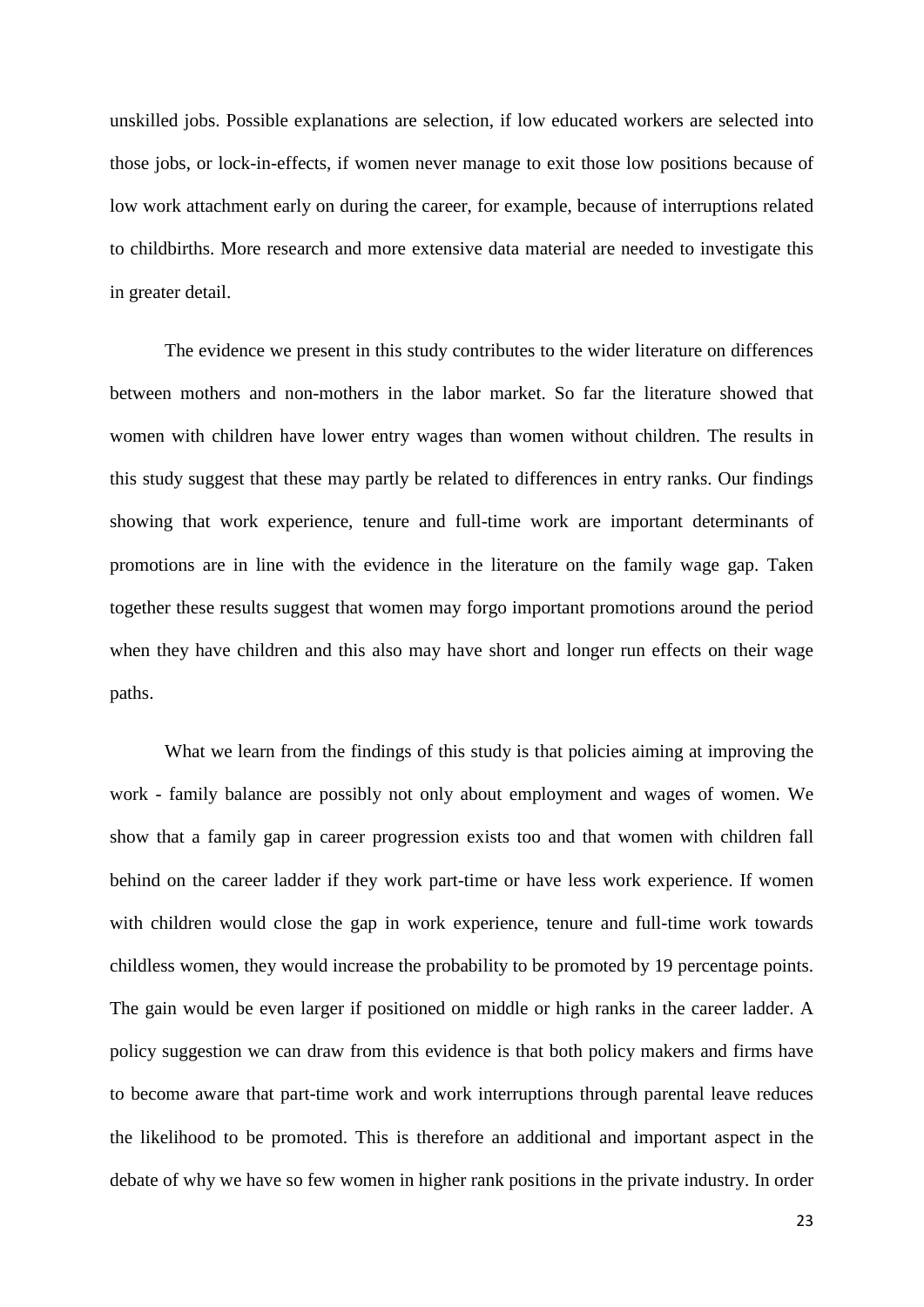unskilled jobs. Possible explanations are selection, if low educated workers are selected into those jobs, or lock-in-effects, if women never manage to exit those low positions because of low work attachment early on during the career, for example, because of interruptions related to childbirths. More research and more extensive data material are needed to investigate this in greater detail.

The evidence we present in this study contributes to the wider literature on differences between mothers and non-mothers in the labor market. So far the literature showed that women with children have lower entry wages than women without children. The results in this study suggest that these may partly be related to differences in entry ranks. Our findings showing that work experience, tenure and full-time work are important determinants of promotions are in line with the evidence in the literature on the family wage gap. Taken together these results suggest that women may forgo important promotions around the period when they have children and this also may have short and longer run effects on their wage paths.

What we learn from the findings of this study is that policies aiming at improving the work - family balance are possibly not only about employment and wages of women. We show that a family gap in career progression exists too and that women with children fall behind on the career ladder if they work part-time or have less work experience. If women with children would close the gap in work experience, tenure and full-time work towards childless women, they would increase the probability to be promoted by 19 percentage points. The gain would be even larger if positioned on middle or high ranks in the career ladder. A policy suggestion we can draw from this evidence is that both policy makers and firms have to become aware that part-time work and work interruptions through parental leave reduces the likelihood to be promoted. This is therefore an additional and important aspect in the debate of why we have so few women in higher rank positions in the private industry. In order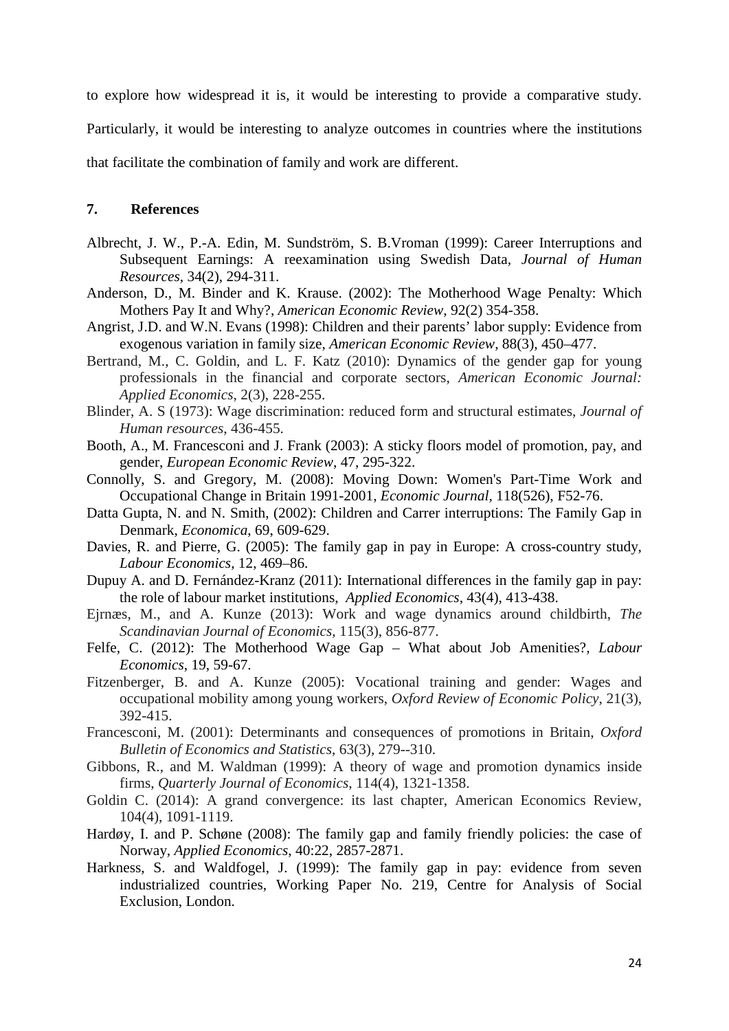to explore how widespread it is, it would be interesting to provide a comparative study. Particularly, it would be interesting to analyze outcomes in countries where the institutions that facilitate the combination of family and work are different.

## 7. References

Albrecht, J. W., P.-A. Edin, M. Sundström, S. B.Vroman (1999): Career Interruptions and Subsequent Earnings: A reexamination using Swedish Data, *Journal of Human Resources*, 34(2), 294-311.

Anderson, D., M. Binder and K. Krause. (2002): The Motherhood Wage Penalty: Which Mothers Pay It and Why?, *American Economic Review*, 92(2) 354-358.

Angrist, J.D. and W.N. Evans (1998): Children and their parents' labor supply: Evidence from exogenous variation in family size, *American Economic Review*, 88(3), 450–477.

Bertrand, M., C. Goldin, and L. F. Katz (2010): Dynamics of the gender gap for young professionals in the financial and corporate sectors, *American Economic Journal: Applied Economics*, 2(3), 228-255.

Blinder, A. S (1973): Wage discrimination: reduced form and structural estimates, *Journal of Human resources*, 436-455.

Booth, A., M. Francesconi and J. Frank (2003): A sticky floors model of promotion, pay, and gender, *European Economic Review*, 47, 295-322.

Connolly, S. and Gregory, M. (2008): Moving Down: Women's Part-Time Work and Occupational Change in Britain 1991-2001, *Economic Journal*, 118(526), F52-76.

Datta Gupta, N. and N. Smith, (2002): Children and Carrer interruptions: The Family Gap in Denmark, *Economica*, 69, 609-629.

Davies, R. and Pierre, G. (2005): The family gap in pay in Europe: A cross-country study, *Labour Economics*, 12, 469–86.

Dupuy A. and D. Fernández-Kranz (2011): International differences in the family gap in pay: the role of labour market institutions, *Applied Economics*, 43(4), 413-438.

Ejrnæs, M., and A. Kunze (2013): Work and wage dynamics around childbirth, *The Scandinavian Journal of Economics*, 115(3), 856-877.

Felfe, C. (2012): The Motherhood Wage Gap – What about Job Amenities?, *Labour Economics*, 19, 59-67.

Fitzenberger, B. and A. Kunze (2005): Vocational training and gender: Wages and occupational mobility among young workers, *Oxford Review of Economic Policy*, 21(3), 392-415.

Francesconi, M. (2001): Determinants and consequences of promotions in Britain, *Oxford Bulletin of Economics and Statistics*, 63(3), 279--310.

Gibbons, R., and M. Waldman (1999): A theory of wage and promotion dynamics inside firms, *Quarterly Journal of Economics*, 114(4), 1321-1358.

Goldin C. (2014): A grand convergence: its last chapter, American Economics Review, 104(4), 1091-1119.

Hardøy, I. and P. Schøne (2008): The family gap and family friendly policies: the case of Norway, *Applied Economics*, 40:22, 2857-2871.

Harkness, S. and Waldfogel, J. (1999): The family gap in pay: evidence from seven industrialized countries, Working Paper No. 219, Centre for Analysis of Social Exclusion, London.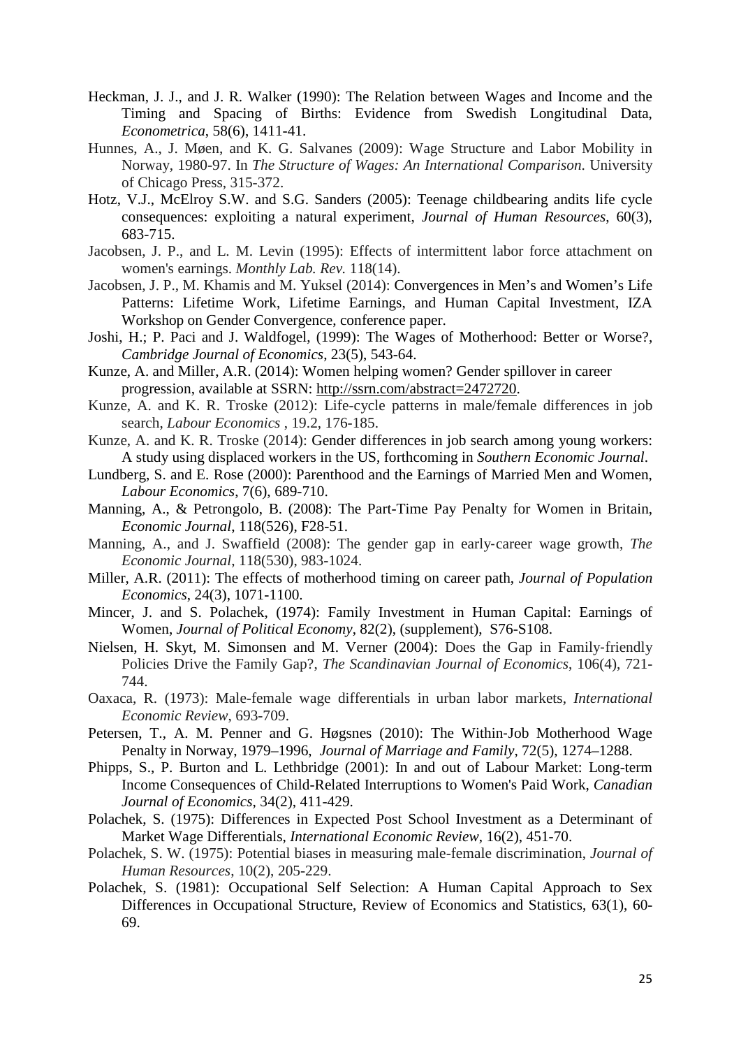Heckman, J. J., and J. R. Walker (1990): The Relation between Wages and Income and the Timing and Spacing of Births: Evidence from Swedish Longitudinal Data, *Econometrica*, 58(6), 1411-41.

Hunnes, A., J. Møen, and K. G. Salvanes (2009): Wage Structure and Labor Mobility in Norway, 1980-97. In *The Structure of Wages: An International Comparison*. University of Chicago Press, 315-372.

Hotz, V.J., McElroy S.W. and S.G. Sanders (2005): Teenage childbearing andits life cycle consequences: exploiting a natural experiment, *Journal of Human Resources*, 60(3), 683-715.

Jacobsen, J. P., and L. M. Levin (1995): Effects of intermittent labor force attachment on women's earnings. *Monthly Lab. Rev.* 118(14).

Jacobsen, J. P., M. Khamis and M. Yuksel (2014): Convergences in Men's and Women's Life Patterns: Lifetime Work, Lifetime Earnings, and Human Capital Investment, IZA Workshop on Gender Convergence, conference paper.

Joshi, H.; P. Paci and J. Waldfogel, (1999): The Wages of Motherhood: Better or Worse?, *Cambridge Journal of Economics*, 23(5), 543-64.

Kunze, A. and Miller, A.R. (2014): Women helping women? Gender spillover in career progression, available at SSRN: http://ssrn.com/abstract=2472720.

Kunze, A. and K. R. Troske (2012): Life-cycle patterns in male/female differences in job search, *Labour Economics* , 19.2, 176-185.

Kunze, A. and K. R. Troske (2014): Gender differences in job search among young workers: A study using displaced workers in the US, forthcoming in *Southern Economic Journal*.

Lundberg, S. and E. Rose (2000): Parenthood and the Earnings of Married Men and Women, *Labour Economics*, 7(6), 689-710.

Manning, A., & Petrongolo, B. (2008): The Part-Time Pay Penalty for Women in Britain, *Economic Journal*, 118(526), F28-51.

Manning, A., and J. Swaffield (2008): The gender gap in early-career wage growth, *The Economic Journal*, 118(530), 983-1024.

Miller, A.R. (2011): The effects of motherhood timing on career path, *Journal of Population Economics*, 24(3), 1071-1100.

Mincer, J. and S. Polachek, (1974): Family Investment in Human Capital: Earnings of Women, *Journal of Political Economy*, 82(2), (supplement), S76-S108.

Nielsen, H. Skyt, M. Simonsen and M. Verner (2004): Does the Gap in Family-friendly Policies Drive the Family Gap?, *The Scandinavian Journal of Economics*, 106(4), 721-744.

Oaxaca, R. (1973): Male-female wage differentials in urban labor markets, *International Economic Review*, 693-709.

Petersen, T., A. M. Penner and G. Høgsnes (2010): The Within-Job Motherhood Wage Penalty in Norway, 1979–1996, *Journal of Marriage and Family*, 72(5), 1274–1288.

Phipps, S., P. Burton and L. Lethbridge (2001): In and out of Labour Market: Long-term Income Consequences of Child-Related Interruptions to Women's Paid Work, *Canadian Journal of Economics*, 34(2), 411-429.

Polachek, S. (1975): Differences in Expected Post School Investment as a Determinant of Market Wage Differentials, *International Economic Review*, 16(2), 451-70.

Polachek, S. W. (1975): Potential biases in measuring male-female discrimination, *Journal of Human Resources*, 10(2), 205-229.

Polachek, S. (1981): Occupational Self Selection: A Human Capital Approach to Sex Differences in Occupational Structure, Review of Economics and Statistics, 63(1), 60-69.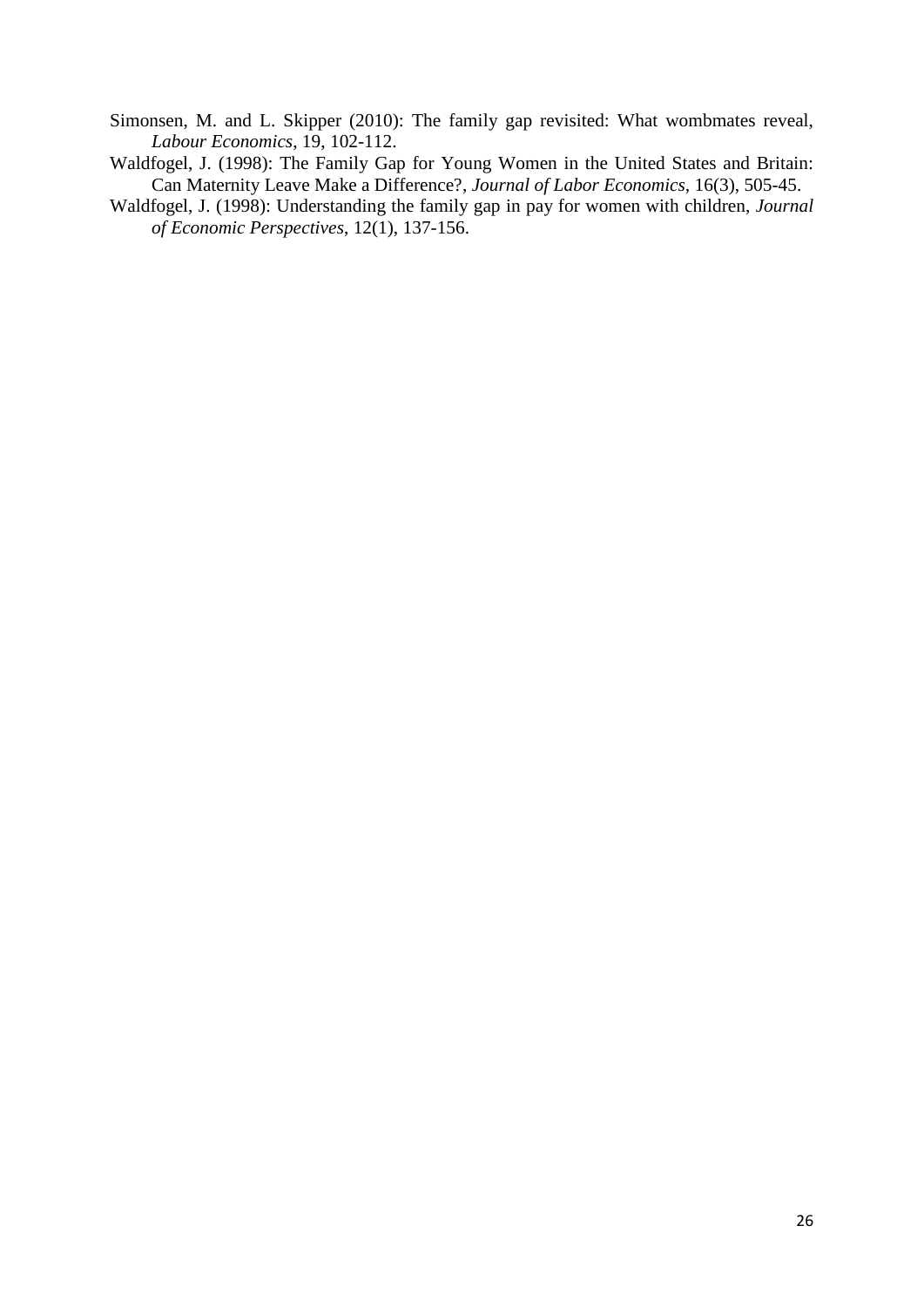Simonsen, M. and L. Skipper (2010): The family gap revisited: What wombmates reveal, *Labour Economics*, 19, 102-112.

Waldfogel, J. (1998): The Family Gap for Young Women in the United States and Britain: Can Maternity Leave Make a Difference?, *Journal of Labor Economics*, 16(3), 505-45.

Waldfogel, J. (1998): Understanding the family gap in pay for women with children, *Journal of Economic Perspectives*, 12(1), 137-156.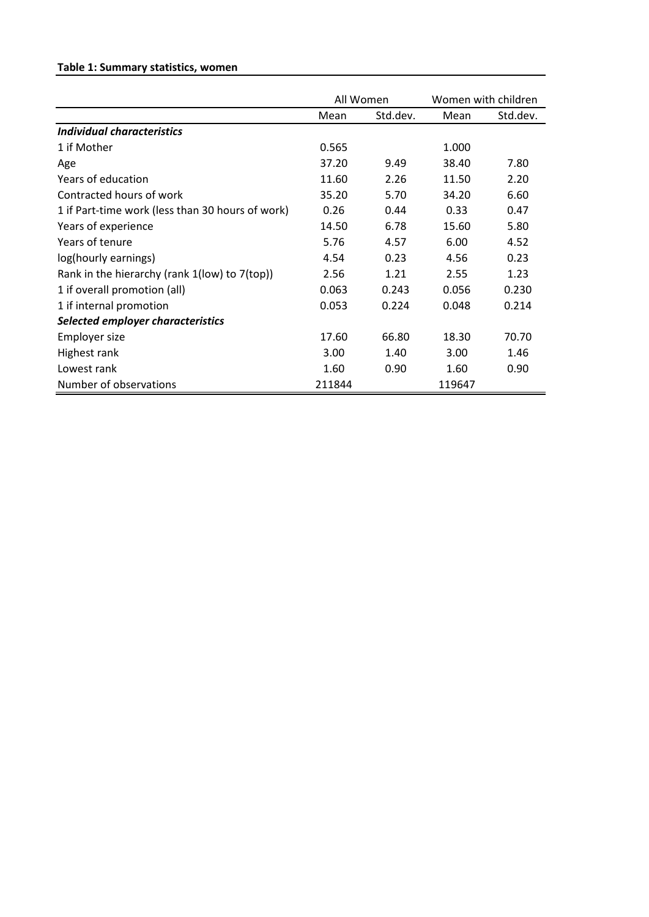**Table 1: Summary statistics, women**

| | All Women | | Women with children | |
|---|---|---|---|---|
| | Mean | Std.dev. | Mean | Std.dev. |
| ***Individual characteristics*** | | | | |
| 1 if Mother | 0.565 | | 1.000 | |
| Age | 37.20 | 9.49 | 38.40 | 7.80 |
| Years of education | 11.60 | 2.26 | 11.50 | 2.20 |
| Contracted hours of work | 35.20 | 5.70 | 34.20 | 6.60 |
| 1 if Part-time work (less than 30 hours of work) | 0.26 | 0.44 | 0.33 | 0.47 |
| Years of experience | 14.50 | 6.78 | 15.60 | 5.80 |
| Years of tenure | 5.76 | 4.57 | 6.00 | 4.52 |
| log(hourly earnings) | 4.54 | 0.23 | 4.56 | 0.23 |
| Rank in the hierarchy (rank 1(low) to 7(top)) | 2.56 | 1.21 | 2.55 | 1.23 |
| 1 if overall promotion (all) | 0.063 | 0.243 | 0.056 | 0.230 |
| 1 if internal promotion | 0.053 | 0.224 | 0.048 | 0.214 |
| ***Selected employer characteristics*** | | | | |
| Employer size | 17.60 | 66.80 | 18.30 | 70.70 |
| Highest rank | 3.00 | 1.40 | 3.00 | 1.46 |
| Lowest rank | 1.60 | 0.90 | 1.60 | 0.90 |
| Number of observations | 211844 | | 119647 | |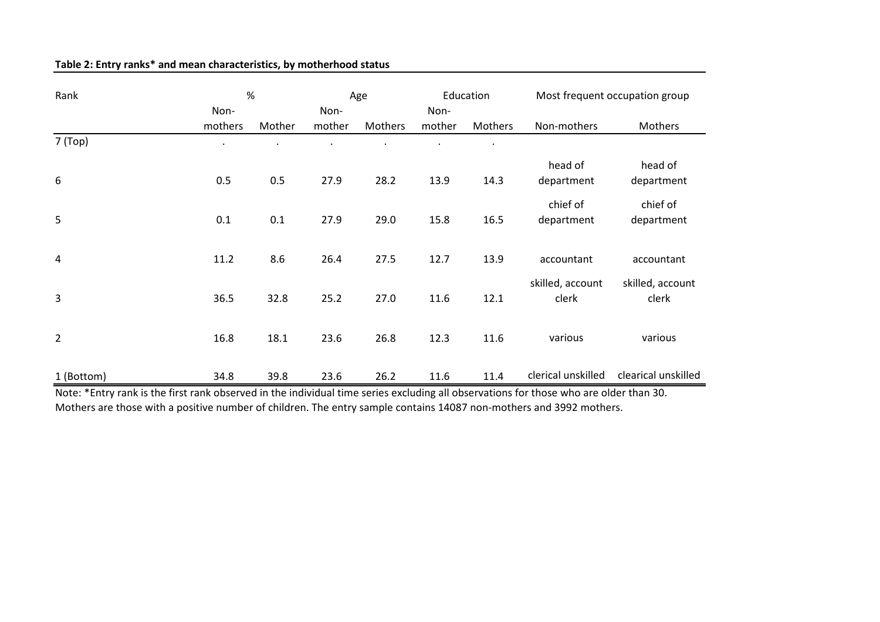**Table 2: Entry ranks* and mean characteristics, by motherhood status**

| Rank | % | | Age | | Education | | Most frequent occupation group | |
|---|---|---|---|---|---|---|---|---|
| | Non-mothers | Mother | Non-mother | Mothers | Non-mother | Mothers | Non-mothers | Mothers |
| 7 (Top) | . | . | . | . | . | . | | |
| 6 | 0.5 | 0.5 | 27.9 | 28.2 | 13.9 | 14.3 | head of department | head of department |
| 5 | 0.1 | 0.1 | 27.9 | 29.0 | 15.8 | 16.5 | chief of department | chief of department |
| 4 | 11.2 | 8.6 | 26.4 | 27.5 | 12.7 | 13.9 | accountant | accountant |
| 3 | 36.5 | 32.8 | 25.2 | 27.0 | 11.6 | 12.1 | skilled, account clerk | skilled, account clerk |
| 2 | 16.8 | 18.1 | 23.6 | 26.8 | 12.3 | 11.6 | various | various |
| 1 (Bottom) | 34.8 | 39.8 | 23.6 | 26.2 | 11.6 | 11.4 | clerical unskilled | clearical unskilled |

Note: *Entry rank is the first rank observed in the individual time series excluding all observations for those who are older than 30. Mothers are those with a positive number of children. The entry sample contains 14087 non-mothers and 3992 mothers.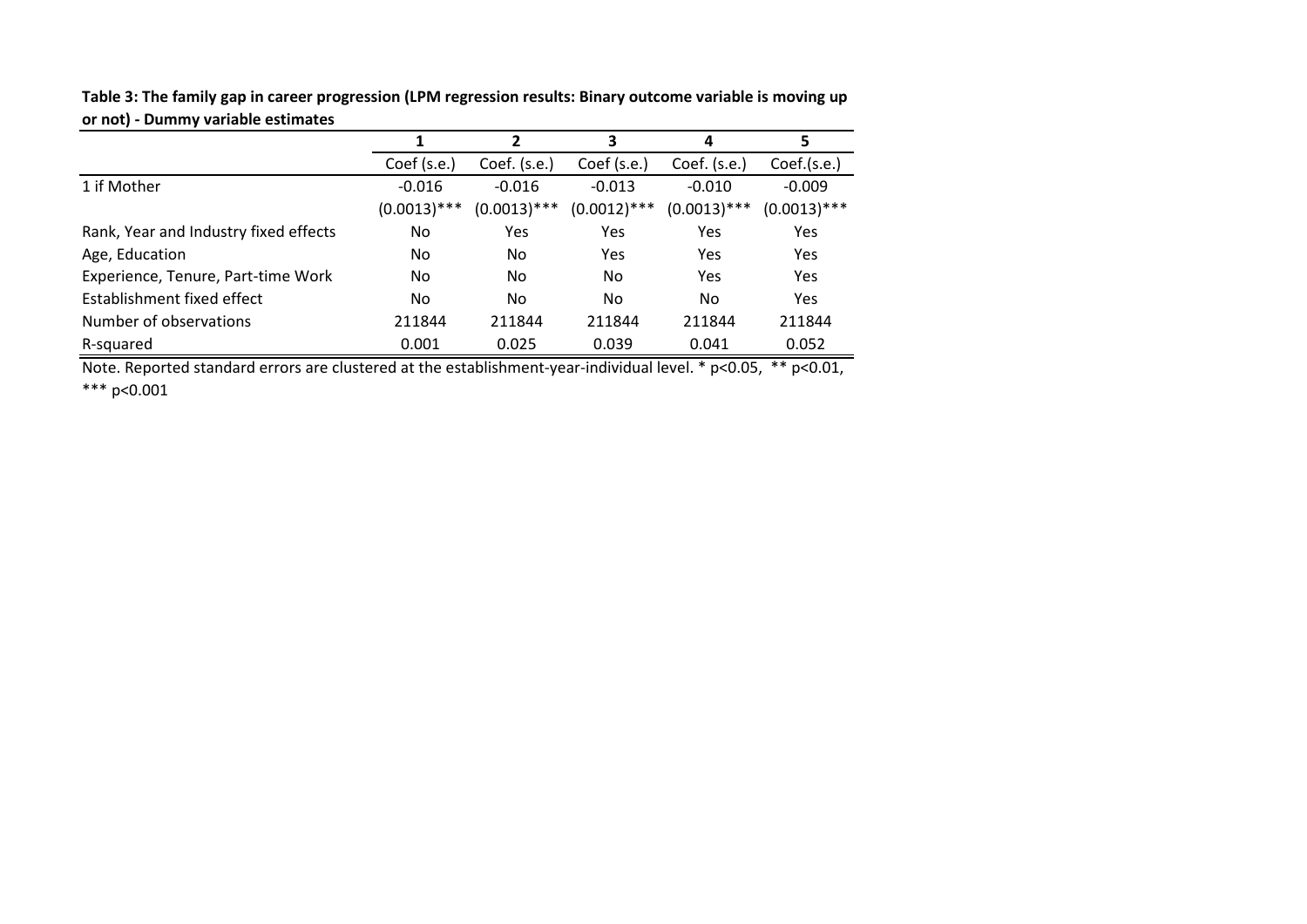**Table 3: The family gap in career progression (LPM regression results: Binary outcome variable is moving up or not) - Dummy variable estimates**

| | 1 | 2 | 3 | 4 | 5 |
|---|---|---|---|---|---|
| | Coef (s.e.) | Coef. (s.e.) | Coef (s.e.) | Coef. (s.e.) | Coef.(s.e.) |
| 1 if Mother | -0.016 | -0.016 | -0.013 | -0.010 | -0.009 |
| | (0.0013)*** | (0.0013)*** | (0.0012)*** | (0.0013)*** | (0.0013)*** |
| Rank, Year and Industry fixed effects | No | Yes | Yes | Yes | Yes |
| Age, Education | No | No | Yes | Yes | Yes |
| Experience, Tenure, Part-time Work | No | No | No | Yes | Yes |
| Establishment fixed effect | No | No | No | No | Yes |
| Number of observations | 211844 | 211844 | 211844 | 211844 | 211844 |
| R-squared | 0.001 | 0.025 | 0.039 | 0.041 | 0.052 |

Note. Reported standard errors are clustered at the establishment-year-individual level. * p<0.05, ** p<0.01, *** p<0.001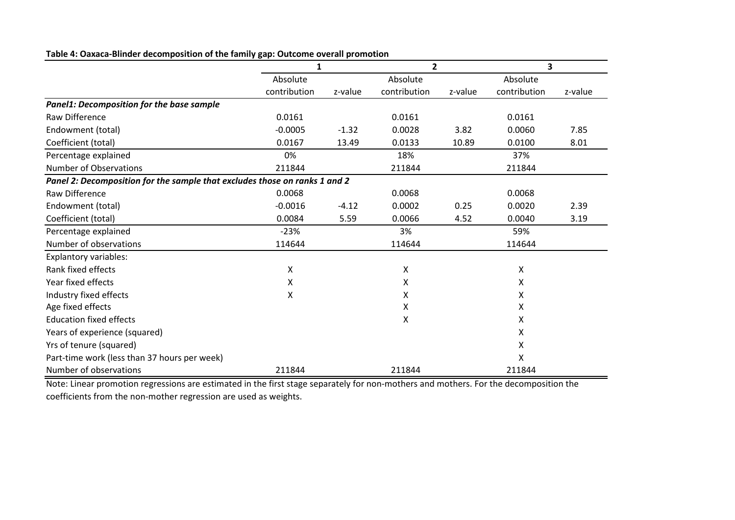**Table 4: Oaxaca-Blinder decomposition of the family gap: Outcome overall promotion**

| | 1 | | 2 | | 3 | |
|---|---|---|---|---|---|---|
| | Absolute contribution | z-value | Absolute contribution | z-value | Absolute contribution | z-value |
| ***Panel1: Decomposition for the base sample*** | | | | | | |
| Raw Difference | 0.0161 | | 0.0161 | | 0.0161 | |
| Endowment (total) | -0.0005 | -1.32 | 0.0028 | 3.82 | 0.0060 | 7.85 |
| Coefficient (total) | 0.0167 | 13.49 | 0.0133 | 10.89 | 0.0100 | 8.01 |
| Percentage explained | 0% | | 18% | | 37% | |
| Number of Observations | 211844 | | 211844 | | 211844 | |
| ***Panel 2: Decomposition for the sample that excludes those on ranks 1 and 2*** | | | | | | |
| Raw Difference | 0.0068 | | 0.0068 | | 0.0068 | |
| Endowment (total) | -0.0016 | -4.12 | 0.0002 | 0.25 | 0.0020 | 2.39 |
| Coefficient (total) | 0.0084 | 5.59 | 0.0066 | 4.52 | 0.0040 | 3.19 |
| Percentage explained | -23% | | 3% | | 59% | |
| Number of observations | 114644 | | 114644 | | 114644 | |
| Explantory variables: | | | | | | |
| Rank fixed effects | X | | X | | X | |
| Year fixed effects | X | | X | | X | |
| Industry fixed effects | X | | X | | X | |
| Age fixed effects | | | X | | X | |
| Education fixed effects | | | X | | X | |
| Years of experience (squared) | | | | | X | |
| Yrs of tenure (squared) | | | | | X | |
| Part-time work (less than 37 hours per week) | | | | | X | |
| Number of observations | 211844 | | 211844 | | 211844 | |

Note: Linear promotion regressions are estimated in the first stage separately for non-mothers and mothers. For the decomposition the coefficients from the non-mother regression are used as weights.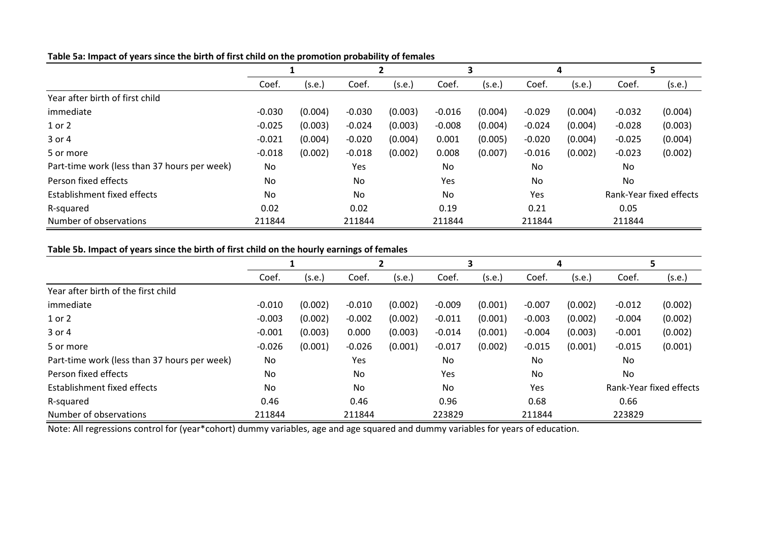**Table 5a: Impact of years since the birth of first child on the promotion probability of females**

| | 1 | | 2 | | 3 | | 4 | | 5 | |
|---|---|---|---|---|---|---|---|---|---|---|
| | Coef. | (s.e.) | Coef. | (s.e.) | Coef. | (s.e.) | Coef. | (s.e.) | Coef. | (s.e.) |
| Year after birth of first child | | | | | | | | | | |
| immediate | -0.030 | (0.004) | -0.030 | (0.003) | -0.016 | (0.004) | -0.029 | (0.004) | -0.032 | (0.004) |
| 1 or 2 | -0.025 | (0.003) | -0.024 | (0.003) | -0.008 | (0.004) | -0.024 | (0.004) | -0.028 | (0.003) |
| 3 or 4 | -0.021 | (0.004) | -0.020 | (0.004) | 0.001 | (0.005) | -0.020 | (0.004) | -0.025 | (0.004) |
| 5 or more | -0.018 | (0.002) | -0.018 | (0.002) | 0.008 | (0.007) | -0.016 | (0.002) | -0.023 | (0.002) |
| Part-time work (less than 37 hours per week) | No | | Yes | | No | | No | | No | |
| Person fixed effects | No | | No | | Yes | | No | | No | |
| Establishment fixed effects | No | | No | | No | | Yes | | Rank-Year fixed effects | |
| R-squared | 0.02 | | 0.02 | | 0.19 | | 0.21 | | 0.05 | |
| Number of observations | 211844 | | 211844 | | 211844 | | 211844 | | 211844 | |

**Table 5b. Impact of years since the birth of first child on the hourly earnings of females**

| | 1 | | 2 | | 3 | | 4 | | 5 | |
|---|---|---|---|---|---|---|---|---|---|---|
| | Coef. | (s.e.) | Coef. | (s.e.) | Coef. | (s.e.) | Coef. | (s.e.) | Coef. | (s.e.) |
| Year after birth of the first child | | | | | | | | | | |
| immediate | -0.010 | (0.002) | -0.010 | (0.002) | -0.009 | (0.001) | -0.007 | (0.002) | -0.012 | (0.002) |
| 1 or 2 | -0.003 | (0.002) | -0.002 | (0.002) | -0.011 | (0.001) | -0.003 | (0.002) | -0.004 | (0.002) |
| 3 or 4 | -0.001 | (0.003) | 0.000 | (0.003) | -0.014 | (0.001) | -0.004 | (0.003) | -0.001 | (0.002) |
| 5 or more | -0.026 | (0.001) | -0.026 | (0.001) | -0.017 | (0.002) | -0.015 | (0.001) | -0.015 | (0.001) |
| Part-time work (less than 37 hours per week) | No | | Yes | | No | | No | | No | |
| Person fixed effects | No | | No | | Yes | | No | | No | |
| Establishment fixed effects | No | | No | | No | | Yes | | Rank-Year fixed effects | |
| R-squared | 0.46 | | 0.46 | | 0.96 | | 0.68 | | 0.66 | |
| Number of observations | 211844 | | 211844 | | 223829 | | 211844 | | 223829 | |

Note: All regressions control for (year*cohort) dummy variables, age and age squared and dummy variables for years of education.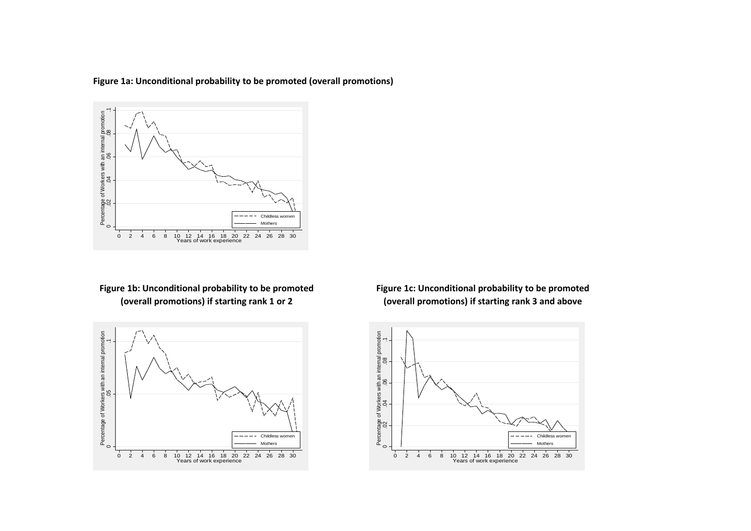**Figure 1a: Unconditional probability to be promoted (overall promotions)**

**Figure 1b: Unconditional probability to be promoted (overall promotions) if starting rank 1 or 2**

**Figure 1c: Unconditional probability to be promoted (overall promotions) if starting rank 3 and above**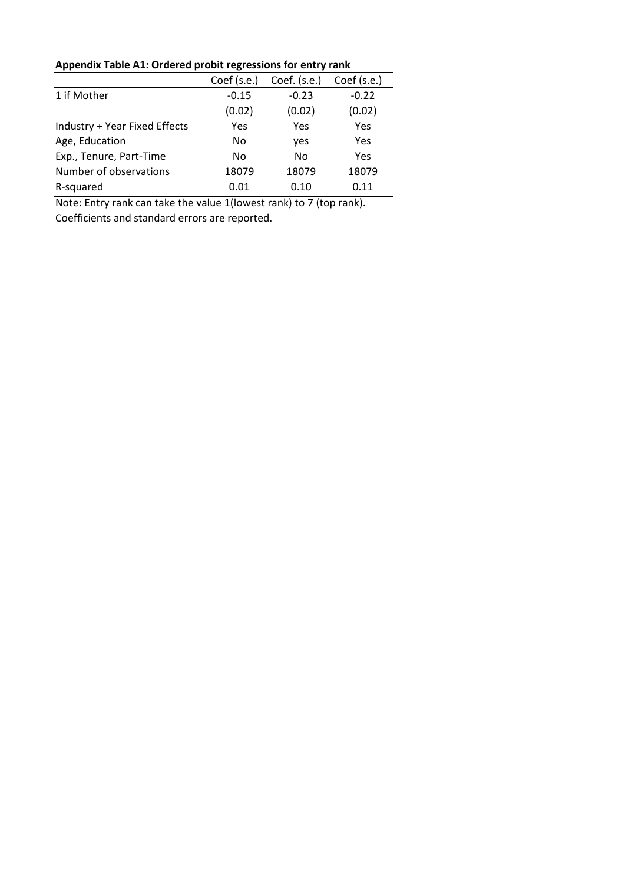**Appendix Table A1: Ordered probit regressions for entry rank**

| | Coef (s.e.) | Coef. (s.e.) | Coef (s.e.) |
|---|---|---|---|
| 1 if Mother | -0.15 | -0.23 | -0.22 |
| | (0.02) | (0.02) | (0.02) |
| Industry + Year Fixed Effects | Yes | Yes | Yes |
| Age, Education | No | yes | Yes |
| Exp., Tenure, Part-Time | No | No | Yes |
| Number of observations | 18079 | 18079 | 18079 |
| R-squared | 0.01 | 0.10 | 0.11 |

Note: Entry rank can take the value 1(lowest rank) to 7 (top rank).
Coefficients and standard errors are reported.